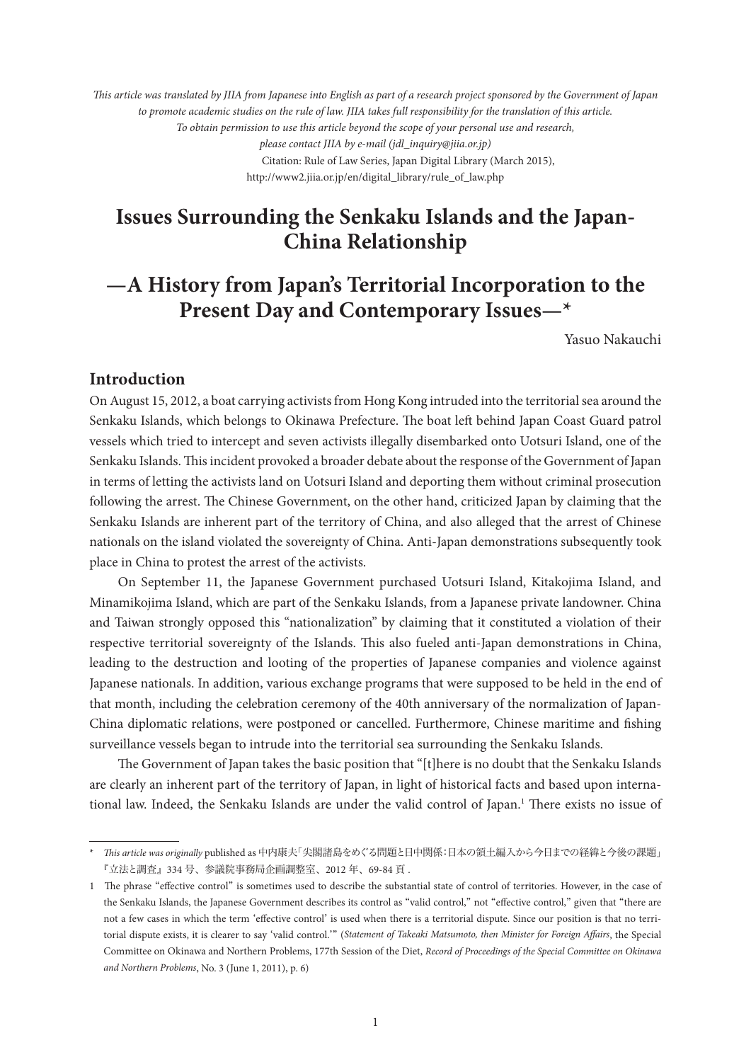*This article was translated by JIIA from Japanese into English as part of a research project sponsored by the Government of Japan to promote academic studies on the rule of law. JIIA takes full responsibility for the translation of this article. To obtain permission to use this article beyond the scope of your personal use and research, please contact JIIA by e-mail (jdl_inquiry@jiia.or.jp)*

Citation: Rule of Law Series, Japan Digital Library (March 2015), http://www2.jiia.or.jp/en/digital_library/rule_of_law.php

# Issues Surrounding the Senkaku Islands and the Japan-China Relationship

# —A History from Japan's Territorial Incorporation to the Present Day and Contemporary Issues—*

Yasuo Nakauchi

## Introduction

On August 15, 2012, a boat carrying activists from Hong Kong intruded into the territorial sea around the Senkaku Islands, which belongs to Okinawa Prefecture. The boat left behind Japan Coast Guard patrol vessels which tried to intercept and seven activists illegally disembarked onto Uotsuri Island, one of the Senkaku Islands. This incident provoked a broader debate about the response of the Government of Japan in terms of letting the activists land on Uotsuri Island and deporting them without criminal prosecution following the arrest. The Chinese Government, on the other hand, criticized Japan by claiming that the Senkaku Islands are inherent part of the territory of China, and also alleged that the arrest of Chinese nationals on the island violated the sovereignty of China. Anti-Japan demonstrations subsequently took place in China to protest the arrest of the activists.

On September 11, the Japanese Government purchased Uotsuri Island, Kitakojima Island, and Minamikojima Island, which are part of the Senkaku Islands, from a Japanese private landowner. China and Taiwan strongly opposed this "nationalization" by claiming that it constituted a violation of their respective territorial sovereignty of the Islands. This also fueled anti-Japan demonstrations in China, leading to the destruction and looting of the properties of Japanese companies and violence against Japanese nationals. In addition, various exchange programs that were supposed to be held in the end of that month, including the celebration ceremony of the 40th anniversary of the normalization of Japan-China diplomatic relations, were postponed or cancelled. Furthermore, Chinese maritime and fishing surveillance vessels began to intrude into the territorial sea surrounding the Senkaku Islands.

The Government of Japan takes the basic position that "[t]here is no doubt that the Senkaku Islands are clearly an inherent part of the territory of Japan, in light of historical facts and based upon international law. Indeed, the Senkaku Islands are under the valid control of Japan.[1] There exists no issue of

---

\* *This article was originally* published as 中内康夫「尖閣諸島をめぐる問題と日中関係：日本の領土編入から今日までの経緯と今後の課題」『立法と調査』334 号、参議院事務局企画調整室、2012 年、69-84 頁 .

1 The phrase "effective control" is sometimes used to describe the substantial state of control of territories. However, in the case of the Senkaku Islands, the Japanese Government describes its control as "valid control," not "effective control," given that "there are not a few cases in which the term 'effective control' is used when there is a territorial dispute. Since our position is that no territorial dispute exists, it is clearer to say 'valid control.'" (*Statement of Takeaki Matsumoto, then Minister for Foreign Affairs*, the Special Committee on Okinawa and Northern Problems, 177th Session of the Diet, *Record of Proceedings of the Special Committee on Okinawa and Northern Problems*, No. 3 (June 1, 2011), p. 6)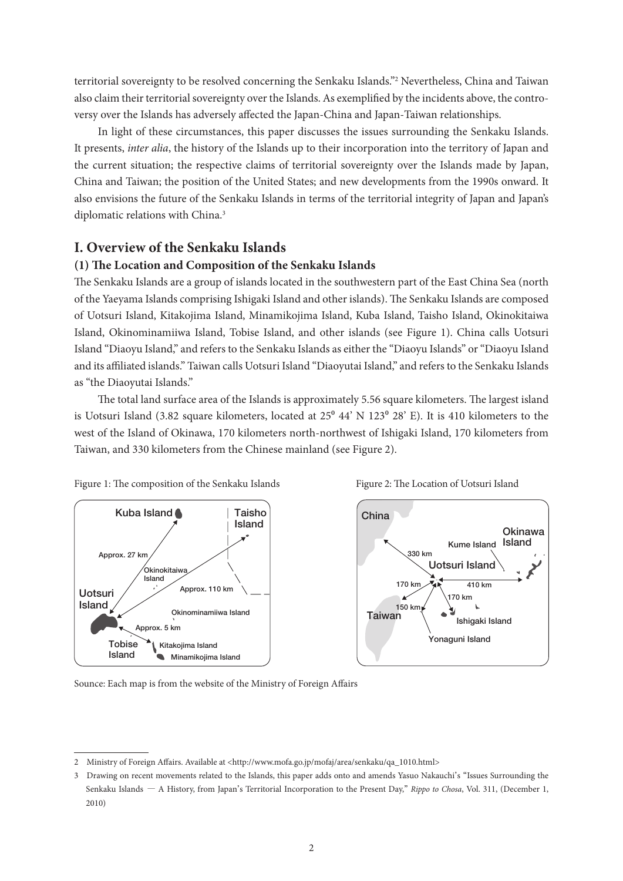territorial sovereignty to be resolved concerning the Senkaku Islands."[2] Nevertheless, China and Taiwan also claim their territorial sovereignty over the Islands. As exemplified by the incidents above, the controversy over the Islands has adversely affected the Japan-China and Japan-Taiwan relationships.

In light of these circumstances, this paper discusses the issues surrounding the Senkaku Islands. It presents, *inter alia*, the history of the Islands up to their incorporation into the territory of Japan and the current situation; the respective claims of territorial sovereignty over the Islands made by Japan, China and Taiwan; the position of the United States; and new developments from the 1990s onward. It also envisions the future of the Senkaku Islands in terms of the territorial integrity of Japan and Japan's diplomatic relations with China.[3]

## I. Overview of the Senkaku Islands

### (1) The Location and Composition of the Senkaku Islands

The Senkaku Islands are a group of islands located in the southwestern part of the East China Sea (north of the Yaeyama Islands comprising Ishigaki Island and other islands). The Senkaku Islands are composed of Uotsuri Island, Kitakojima Island, Minamikojima Island, Kuba Island, Taisho Island, Okinokitaiwa Island, Okinominamiiwa Island, Tobise Island, and other islands (see Figure 1). China calls Uotsuri Island "Diaoyu Island," and refers to the Senkaku Islands as either the "Diaoyu Islands" or "Diaoyu Island and its affiliated islands." Taiwan calls Uotsuri Island "Diaoyutai Island," and refers to the Senkaku Islands as "the Diaoyutai Islands."

The total land surface area of the Islands is approximately 5.56 square kilometers. The largest island is Uotsuri Island (3.82 square kilometers, located at 25⁰ 44' N 123⁰ 28' E). It is 410 kilometers to the west of the Island of Okinawa, 170 kilometers north-northwest of Ishigaki Island, 170 kilometers from Taiwan, and 330 kilometers from the Chinese mainland (see Figure 2).

Figure 1: The composition of the Senkaku Islands

Figure 2: The Location of Uotsuri Island

Sounce: Each map is from the website of the Ministry of Foreign Affairs

---

2 Ministry of Foreign Affairs. Available at <http://www.mofa.go.jp/mofaj/area/senkaku/qa_1010.html>

3 Drawing on recent movements related to the Islands, this paper adds onto and amends Yasuo Nakauchi's "Issues Surrounding the Senkaku Islands — A History, from Japan's Territorial Incorporation to the Present Day," *Rippo to Chosa*, Vol. 311, (December 1, 2010)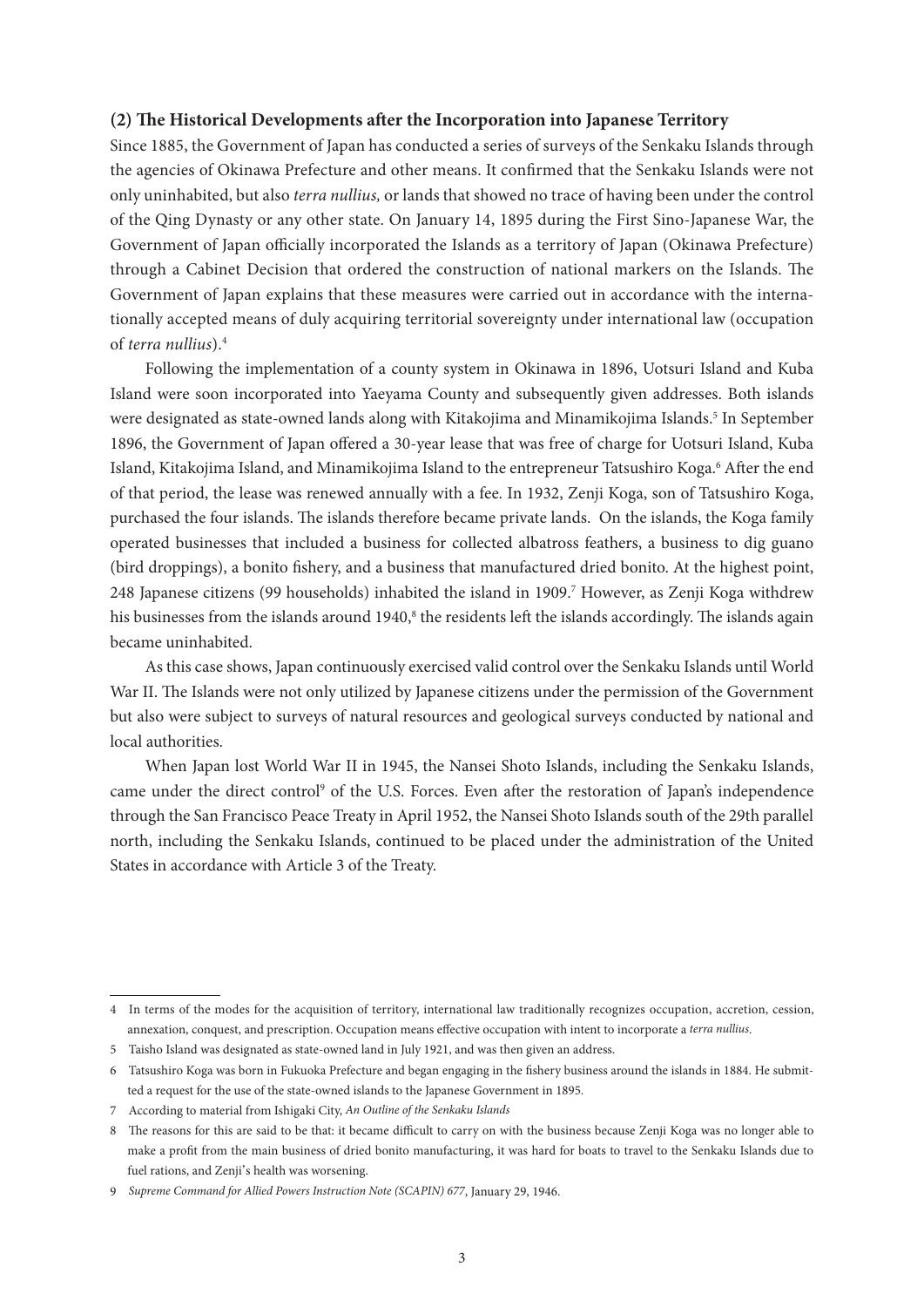### (2) The Historical Developments after the Incorporation into Japanese Territory

Since 1885, the Government of Japan has conducted a series of surveys of the Senkaku Islands through the agencies of Okinawa Prefecture and other means. It confirmed that the Senkaku Islands were not only uninhabited, but also *terra nullius,* or lands that showed no trace of having been under the control of the Qing Dynasty or any other state. On January 14, 1895 during the First Sino-Japanese War, the Government of Japan officially incorporated the Islands as a territory of Japan (Okinawa Prefecture) through a Cabinet Decision that ordered the construction of national markers on the Islands. The Government of Japan explains that these measures were carried out in accordance with the internationally accepted means of duly acquiring territorial sovereignty under international law (occupation of *terra nullius*).[4]

Following the implementation of a county system in Okinawa in 1896, Uotsuri Island and Kuba Island were soon incorporated into Yaeyama County and subsequently given addresses. Both islands were designated as state-owned lands along with Kitakojima and Minamikojima Islands.[5] In September 1896, the Government of Japan offered a 30-year lease that was free of charge for Uotsuri Island, Kuba Island, Kitakojima Island, and Minamikojima Island to the entrepreneur Tatsushiro Koga.[6] After the end of that period, the lease was renewed annually with a fee. In 1932, Zenji Koga, son of Tatsushiro Koga, purchased the four islands. The islands therefore became private lands. On the islands, the Koga family operated businesses that included a business for collected albatross feathers, a business to dig guano (bird droppings), a bonito fishery, and a business that manufactured dried bonito. At the highest point, 248 Japanese citizens (99 households) inhabited the island in 1909.[7] However, as Zenji Koga withdrew his businesses from the islands around 1940,[8] the residents left the islands accordingly. The islands again became uninhabited.

As this case shows, Japan continuously exercised valid control over the Senkaku Islands until World War II. The Islands were not only utilized by Japanese citizens under the permission of the Government but also were subject to surveys of natural resources and geological surveys conducted by national and local authorities.

When Japan lost World War II in 1945, the Nansei Shoto Islands, including the Senkaku Islands, came under the direct control[9] of the U.S. Forces. Even after the restoration of Japan's independence through the San Francisco Peace Treaty in April 1952, the Nansei Shoto Islands south of the 29th parallel north, including the Senkaku Islands, continued to be placed under the administration of the United States in accordance with Article 3 of the Treaty.

---

4 In terms of the modes for the acquisition of territory, international law traditionally recognizes occupation, accretion, cession, annexation, conquest, and prescription. Occupation means effective occupation with intent to incorporate a *terra nullius*.

5 Taisho Island was designated as state-owned land in July 1921, and was then given an address.

6 Tatsushiro Koga was born in Fukuoka Prefecture and began engaging in the fishery business around the islands in 1884. He submitted a request for the use of the state-owned islands to the Japanese Government in 1895.

7 According to material from Ishigaki City, *An Outline of the Senkaku Islands*

8 The reasons for this are said to be that: it became difficult to carry on with the business because Zenji Koga was no longer able to make a profit from the main business of dried bonito manufacturing, it was hard for boats to travel to the Senkaku Islands due to fuel rations, and Zenji's health was worsening.

9 *Supreme Command for Allied Powers Instruction Note (SCAPIN) 677*, January 29, 1946.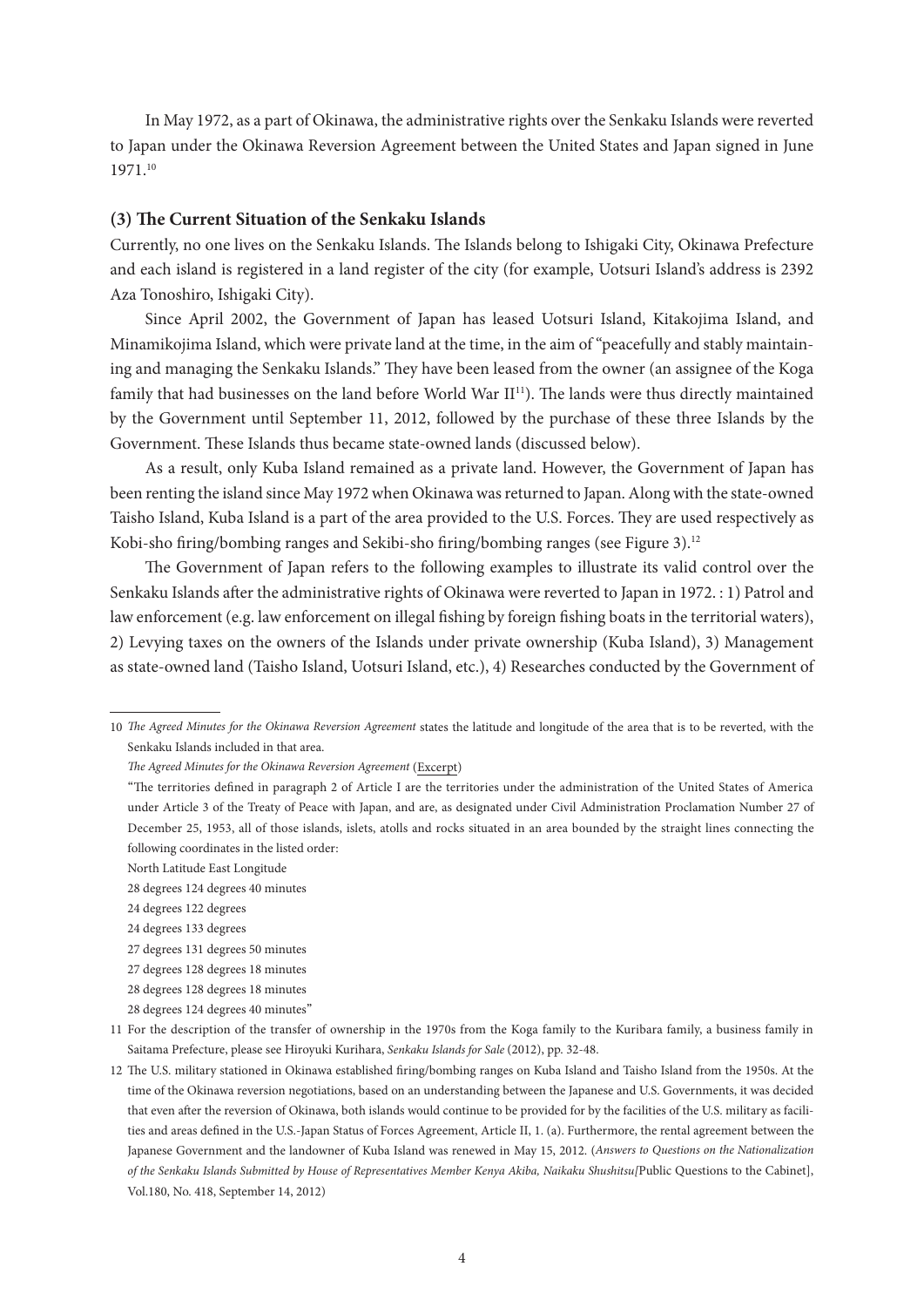In May 1972, as a part of Okinawa, the administrative rights over the Senkaku Islands were reverted to Japan under the Okinawa Reversion Agreement between the United States and Japan signed in June 1971.[10]

### (3) The Current Situation of the Senkaku Islands

Currently, no one lives on the Senkaku Islands. The Islands belong to Ishigaki City, Okinawa Prefecture and each island is registered in a land register of the city (for example, Uotsuri Island's address is 2392 Aza Tonoshiro, Ishigaki City).

Since April 2002, the Government of Japan has leased Uotsuri Island, Kitakojima Island, and Minamikojima Island, which were private land at the time, in the aim of "peacefully and stably maintaining and managing the Senkaku Islands." They have been leased from the owner (an assignee of the Koga family that had businesses on the land before World War II[11]). The lands were thus directly maintained by the Government until September 11, 2012, followed by the purchase of these three Islands by the Government. These Islands thus became state-owned lands (discussed below).

As a result, only Kuba Island remained as a private land. However, the Government of Japan has been renting the island since May 1972 when Okinawa was returned to Japan. Along with the state-owned Taisho Island, Kuba Island is a part of the area provided to the U.S. Forces. They are used respectively as Kobi-sho firing/bombing ranges and Sekibi-sho firing/bombing ranges (see Figure 3).[12]

The Government of Japan refers to the following examples to illustrate its valid control over the Senkaku Islands after the administrative rights of Okinawa were reverted to Japan in 1972. : 1) Patrol and law enforcement (e.g. law enforcement on illegal fishing by foreign fishing boats in the territorial waters), 2) Levying taxes on the owners of the Islands under private ownership (Kuba Island), 3) Management as state-owned land (Taisho Island, Uotsuri Island, etc.), 4) Researches conducted by the Government of

---

10 *The Agreed Minutes for the Okinawa Reversion Agreement* states the latitude and longitude of the area that is to be reverted, with the Senkaku Islands included in that area.

*The Agreed Minutes for the Okinawa Reversion Agreement* (Excerpt)

"The territories defined in paragraph 2 of Article I are the territories under the administration of the United States of America under Article 3 of the Treaty of Peace with Japan, and are, as designated under Civil Administration Proclamation Number 27 of December 25, 1953, all of those islands, islets, atolls and rocks situated in an area bounded by the straight lines connecting the following coordinates in the listed order:

North Latitude East Longitude

28 degrees 124 degrees 40 minutes

24 degrees 122 degrees

24 degrees 133 degrees

27 degrees 131 degrees 50 minutes

27 degrees 128 degrees 18 minutes

28 degrees 128 degrees 18 minutes

28 degrees 124 degrees 40 minutes"

11 For the description of the transfer of ownership in the 1970s from the Koga family to the Kuribara family, a business family in Saitama Prefecture, please see Hiroyuki Kurihara, *Senkaku Islands for Sale* (2012), pp. 32-48.

12 The U.S. military stationed in Okinawa established firing/bombing ranges on Kuba Island and Taisho Island from the 1950s. At the time of the Okinawa reversion negotiations, based on an understanding between the Japanese and U.S. Governments, it was decided that even after the reversion of Okinawa, both islands would continue to be provided for by the facilities of the U.S. military as facilities and areas defined in the U.S.-Japan Status of Forces Agreement, Article II, 1. (a). Furthermore, the rental agreement between the Japanese Government and the landowner of Kuba Island was renewed in May 15, 2012. (*Answers to Questions on the Nationalization of the Senkaku Islands Submitted by House of Representatives Member Kenya Akiba, Naikaku Shushitsu*[Public Questions to the Cabinet], Vol.180, No. 418, September 14, 2012)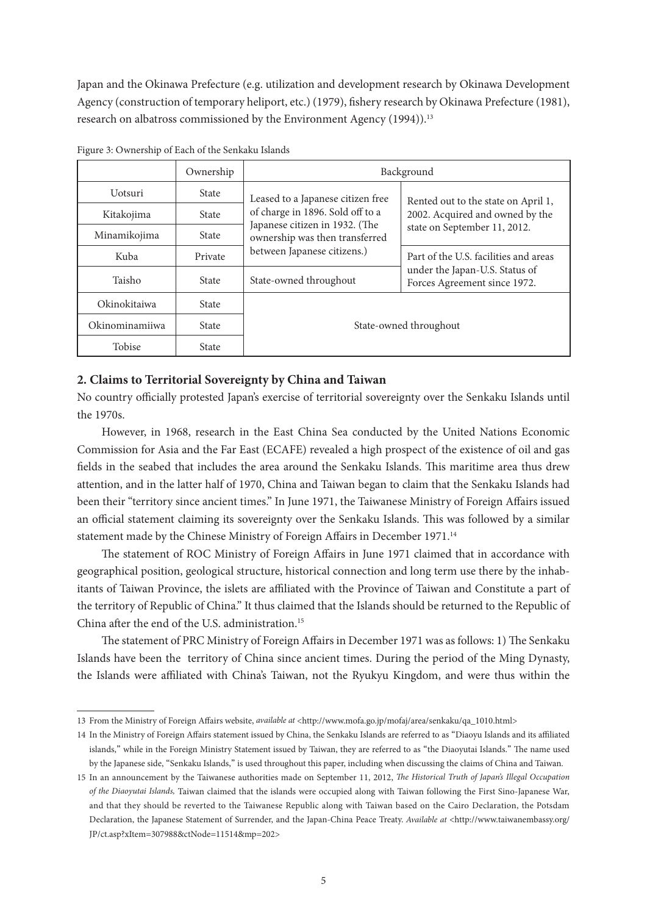Japan and the Okinawa Prefecture (e.g. utilization and development research by Okinawa Development Agency (construction of temporary heliport, etc.) (1979), fishery research by Okinawa Prefecture (1981), research on albatross commissioned by the Environment Agency (1994)).[13]

Figure 3: Ownership of Each of the Senkaku Islands

| | Ownership | Background | |
|---|---|---|---|
| Uotsuri | State | Leased to a Japanese citizen free of charge in 1896. Sold off to a Japanese citizen in 1932. (The ownership was then transferred between Japanese citizens.) | Rented out to the state on April 1, 2002. Acquired and owned by the state on September 11, 2012. |
| Kitakojima | State | | |
| Minamikojima | State | | |
| Kuba | Private | | Part of the U.S. facilities and areas under the Japan-U.S. Status of Forces Agreement since 1972. |
| Taisho | State | State-owned throughout | |
| Okinokitaiwa | State | State-owned throughout | |
| Okinominamiiwa | State | | |
| Tobise | State | | |

**2. Claims to Territorial Sovereignty by China and Taiwan**

No country officially protested Japan's exercise of territorial sovereignty over the Senkaku Islands until the 1970s.

However, in 1968, research in the East China Sea conducted by the United Nations Economic Commission for Asia and the Far East (ECAFE) revealed a high prospect of the existence of oil and gas fields in the seabed that includes the area around the Senkaku Islands. This maritime area thus drew attention, and in the latter half of 1970, China and Taiwan began to claim that the Senkaku Islands had been their "territory since ancient times." In June 1971, the Taiwanese Ministry of Foreign Affairs issued an official statement claiming its sovereignty over the Senkaku Islands. This was followed by a similar statement made by the Chinese Ministry of Foreign Affairs in December 1971.[14]

The statement of ROC Ministry of Foreign Affairs in June 1971 claimed that in accordance with geographical position, geological structure, historical connection and long term use there by the inhabitants of Taiwan Province, the islets are affiliated with the Province of Taiwan and Constitute a part of the territory of Republic of China." It thus claimed that the Islands should be returned to the Republic of China after the end of the U.S. administration.[15]

The statement of PRC Ministry of Foreign Affairs in December 1971 was as follows: 1) The Senkaku Islands have been the territory of China since ancient times. During the period of the Ming Dynasty, the Islands were affiliated with China's Taiwan, not the Ryukyu Kingdom, and were thus within the

---

13 From the Ministry of Foreign Affairs website, *available at* <http://www.mofa.go.jp/mofaj/area/senkaku/qa_1010.html>

14 In the Ministry of Foreign Affairs statement issued by China, the Senkaku Islands are referred to as "Diaoyu Islands and its affiliated islands," while in the Foreign Ministry Statement issued by Taiwan, they are referred to as "the Diaoyutai Islands." The name used by the Japanese side, "Senkaku Islands," is used throughout this paper, including when discussing the claims of China and Taiwan.

15 In an announcement by the Taiwanese authorities made on September 11, 2012, *The Historical Truth of Japan's Illegal Occupation of the Diaoyutai Islands,* Taiwan claimed that the islands were occupied along with Taiwan following the First Sino-Japanese War, and that they should be reverted to the Taiwanese Republic along with Taiwan based on the Cairo Declaration, the Potsdam Declaration, the Japanese Statement of Surrender, and the Japan-China Peace Treaty. *Available at* <http://www.taiwanembassy.org/JP/ct.asp?xItem=307988&ctNode=11514&mp=202>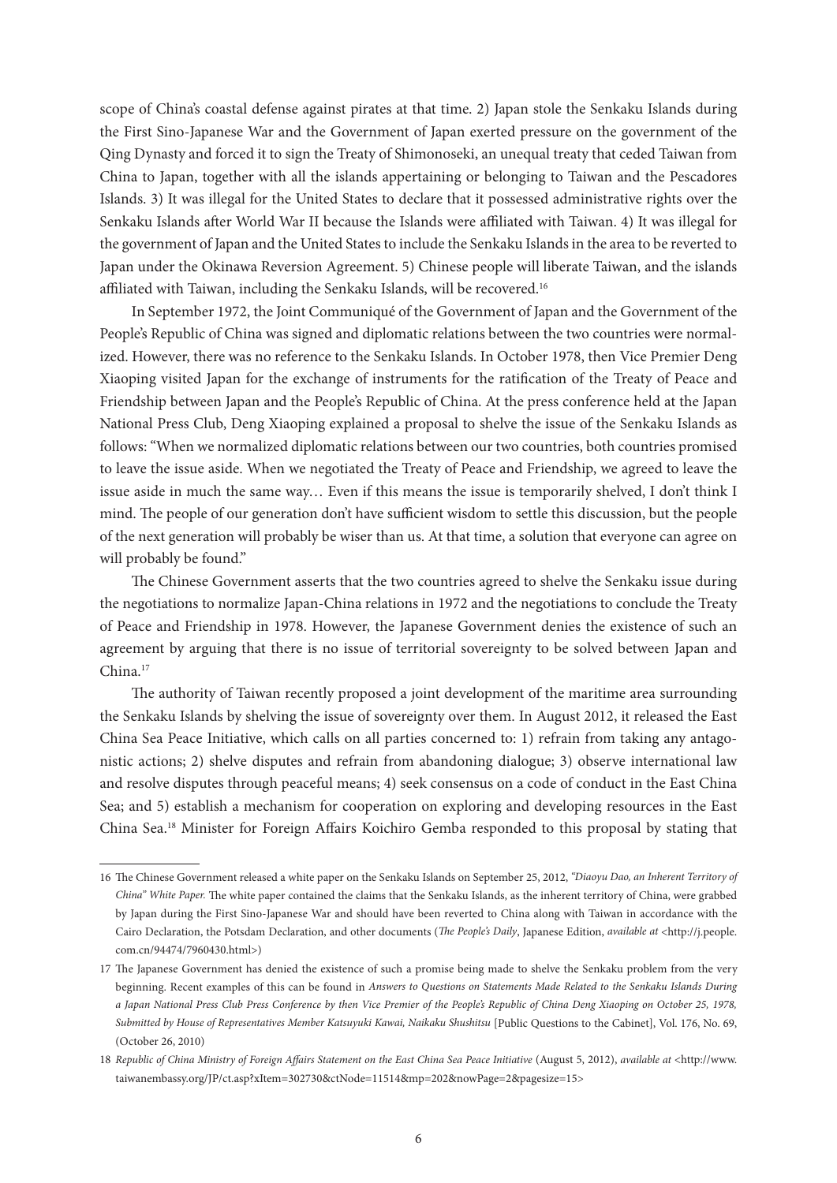scope of China's coastal defense against pirates at that time. 2) Japan stole the Senkaku Islands during the First Sino-Japanese War and the Government of Japan exerted pressure on the government of the Qing Dynasty and forced it to sign the Treaty of Shimonoseki, an unequal treaty that ceded Taiwan from China to Japan, together with all the islands appertaining or belonging to Taiwan and the Pescadores Islands. 3) It was illegal for the United States to declare that it possessed administrative rights over the Senkaku Islands after World War II because the Islands were affiliated with Taiwan. 4) It was illegal for the government of Japan and the United States to include the Senkaku Islands in the area to be reverted to Japan under the Okinawa Reversion Agreement. 5) Chinese people will liberate Taiwan, and the islands affiliated with Taiwan, including the Senkaku Islands, will be recovered.[16]

In September 1972, the Joint Communiqué of the Government of Japan and the Government of the People's Republic of China was signed and diplomatic relations between the two countries were normalized. However, there was no reference to the Senkaku Islands. In October 1978, then Vice Premier Deng Xiaoping visited Japan for the exchange of instruments for the ratification of the Treaty of Peace and Friendship between Japan and the People's Republic of China. At the press conference held at the Japan National Press Club, Deng Xiaoping explained a proposal to shelve the issue of the Senkaku Islands as follows: "When we normalized diplomatic relations between our two countries, both countries promised to leave the issue aside. When we negotiated the Treaty of Peace and Friendship, we agreed to leave the issue aside in much the same way… Even if this means the issue is temporarily shelved, I don't think I mind. The people of our generation don't have sufficient wisdom to settle this discussion, but the people of the next generation will probably be wiser than us. At that time, a solution that everyone can agree on will probably be found."

The Chinese Government asserts that the two countries agreed to shelve the Senkaku issue during the negotiations to normalize Japan-China relations in 1972 and the negotiations to conclude the Treaty of Peace and Friendship in 1978. However, the Japanese Government denies the existence of such an agreement by arguing that there is no issue of territorial sovereignty to be solved between Japan and China.[17]

The authority of Taiwan recently proposed a joint development of the maritime area surrounding the Senkaku Islands by shelving the issue of sovereignty over them. In August 2012, it released the East China Sea Peace Initiative, which calls on all parties concerned to: 1) refrain from taking any antagonistic actions; 2) shelve disputes and refrain from abandoning dialogue; 3) observe international law and resolve disputes through peaceful means; 4) seek consensus on a code of conduct in the East China Sea; and 5) establish a mechanism for cooperation on exploring and developing resources in the East China Sea.[18] Minister for Foreign Affairs Koichiro Gemba responded to this proposal by stating that

---

16 The Chinese Government released a white paper on the Senkaku Islands on September 25, 2012, *"Diaoyu Dao, an Inherent Territory of China" White Paper.* The white paper contained the claims that the Senkaku Islands, as the inherent territory of China, were grabbed by Japan during the First Sino-Japanese War and should have been reverted to China along with Taiwan in accordance with the Cairo Declaration, the Potsdam Declaration, and other documents (*The People's Daily*, Japanese Edition, *available at* <http://j.people.com.cn/94474/7960430.html>)

17 The Japanese Government has denied the existence of such a promise being made to shelve the Senkaku problem from the very beginning. Recent examples of this can be found in *Answers to Questions on Statements Made Related to the Senkaku Islands During a Japan National Press Club Press Conference by then Vice Premier of the People's Republic of China Deng Xiaoping on October 25, 1978, Submitted by House of Representatives Member Katsuyuki Kawai, Naikaku Shushitsu* [Public Questions to the Cabinet], Vol. 176, No. 69, (October 26, 2010)

18 *Republic of China Ministry of Foreign Affairs Statement on the East China Sea Peace Initiative* (August 5, 2012), *available at* <http://www.taiwanembassy.org/JP/ct.asp?xItem=302730&ctNode=11514&mp=202&nowPage=2&pagesize=15>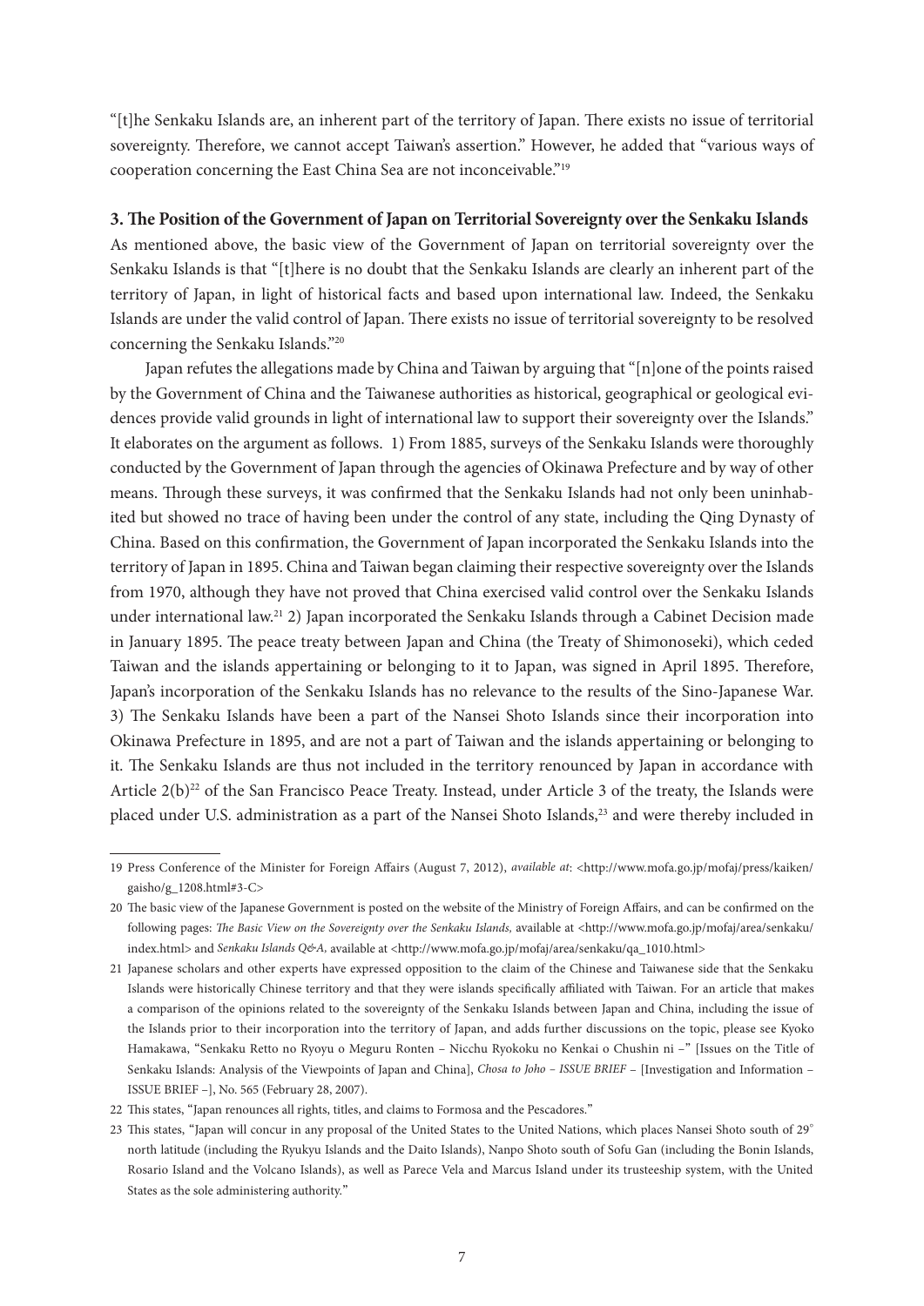"[t]he Senkaku Islands are, an inherent part of the territory of Japan. There exists no issue of territorial sovereignty. Therefore, we cannot accept Taiwan's assertion." However, he added that "various ways of cooperation concerning the East China Sea are not inconceivable."[19]

**3. The Position of the Government of Japan on Territorial Sovereignty over the Senkaku Islands**

As mentioned above, the basic view of the Government of Japan on territorial sovereignty over the Senkaku Islands is that "[t]here is no doubt that the Senkaku Islands are clearly an inherent part of the territory of Japan, in light of historical facts and based upon international law. Indeed, the Senkaku Islands are under the valid control of Japan. There exists no issue of territorial sovereignty to be resolved concerning the Senkaku Islands."[20]

Japan refutes the allegations made by China and Taiwan by arguing that "[n]one of the points raised by the Government of China and the Taiwanese authorities as historical, geographical or geological evidences provide valid grounds in light of international law to support their sovereignty over the Islands." It elaborates on the argument as follows. 1) From 1885, surveys of the Senkaku Islands were thoroughly conducted by the Government of Japan through the agencies of Okinawa Prefecture and by way of other means. Through these surveys, it was confirmed that the Senkaku Islands had not only been uninhabited but showed no trace of having been under the control of any state, including the Qing Dynasty of China. Based on this confirmation, the Government of Japan incorporated the Senkaku Islands into the territory of Japan in 1895. China and Taiwan began claiming their respective sovereignty over the Islands from 1970, although they have not proved that China exercised valid control over the Senkaku Islands under international law.[21] 2) Japan incorporated the Senkaku Islands through a Cabinet Decision made in January 1895. The peace treaty between Japan and China (the Treaty of Shimonoseki), which ceded Taiwan and the islands appertaining or belonging to it to Japan, was signed in April 1895. Therefore, Japan's incorporation of the Senkaku Islands has no relevance to the results of the Sino-Japanese War. 3) The Senkaku Islands have been a part of the Nansei Shoto Islands since their incorporation into Okinawa Prefecture in 1895, and are not a part of Taiwan and the islands appertaining or belonging to it. The Senkaku Islands are thus not included in the territory renounced by Japan in accordance with Article 2(b)[22] of the San Francisco Peace Treaty. Instead, under Article 3 of the treaty, the Islands were placed under U.S. administration as a part of the Nansei Shoto Islands,[23] and were thereby included in

---

19 Press Conference of the Minister for Foreign Affairs (August 7, 2012), *available at*: <http://www.mofa.go.jp/mofaj/press/kaiken/gaisho/g_1208.html#3-C>

20 The basic view of the Japanese Government is posted on the website of the Ministry of Foreign Affairs, and can be confirmed on the following pages: *The Basic View on the Sovereignty over the Senkaku Islands,* available at <http://www.mofa.go.jp/mofaj/area/senkaku/index.html> and *Senkaku Islands Q&A,* available at <http://www.mofa.go.jp/mofaj/area/senkaku/qa_1010.html>

21 Japanese scholars and other experts have expressed opposition to the claim of the Chinese and Taiwanese side that the Senkaku Islands were historically Chinese territory and that they were islands specifically affiliated with Taiwan. For an article that makes a comparison of the opinions related to the sovereignty of the Senkaku Islands between Japan and China, including the issue of the Islands prior to their incorporation into the territory of Japan, and adds further discussions on the topic, please see Kyoko Hamakawa, "Senkaku Retto no Ryoyu o Meguru Ronten – Nicchu Ryokoku no Kenkai o Chushin ni –" [Issues on the Title of Senkaku Islands: Analysis of the Viewpoints of Japan and China], *Chosa to Joho – ISSUE BRIEF –* [Investigation and Information – ISSUE BRIEF –], No. 565 (February 28, 2007).

22 This states, "Japan renounces all rights, titles, and claims to Formosa and the Pescadores."

23 This states, "Japan will concur in any proposal of the United States to the United Nations, which places Nansei Shoto south of 29° north latitude (including the Ryukyu Islands and the Daito Islands), Nanpo Shoto south of Sofu Gan (including the Bonin Islands, Rosario Island and the Volcano Islands), as well as Parece Vela and Marcus Island under its trusteeship system, with the United States as the sole administering authority."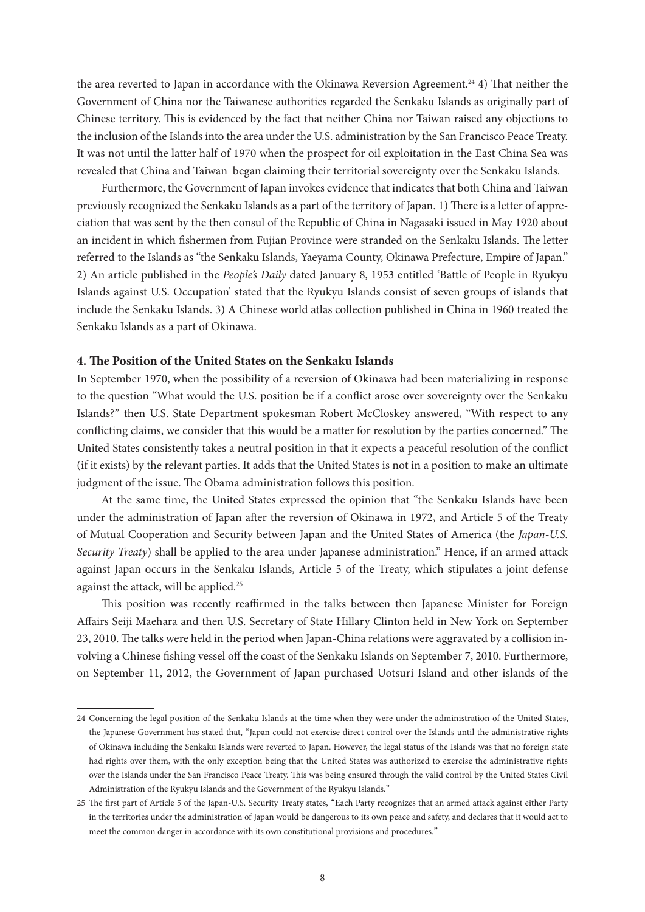the area reverted to Japan in accordance with the Okinawa Reversion Agreement.[24] 4) That neither the Government of China nor the Taiwanese authorities regarded the Senkaku Islands as originally part of Chinese territory. This is evidenced by the fact that neither China nor Taiwan raised any objections to the inclusion of the Islands into the area under the U.S. administration by the San Francisco Peace Treaty. It was not until the latter half of 1970 when the prospect for oil exploitation in the East China Sea was revealed that China and Taiwan began claiming their territorial sovereignty over the Senkaku Islands.

Furthermore, the Government of Japan invokes evidence that indicates that both China and Taiwan previously recognized the Senkaku Islands as a part of the territory of Japan. 1) There is a letter of appreciation that was sent by the then consul of the Republic of China in Nagasaki issued in May 1920 about an incident in which fishermen from Fujian Province were stranded on the Senkaku Islands. The letter referred to the Islands as "the Senkaku Islands, Yaeyama County, Okinawa Prefecture, Empire of Japan." 2) An article published in the *People's Daily* dated January 8, 1953 entitled 'Battle of People in Ryukyu Islands against U.S. Occupation' stated that the Ryukyu Islands consist of seven groups of islands that include the Senkaku Islands. 3) A Chinese world atlas collection published in China in 1960 treated the Senkaku Islands as a part of Okinawa.

#### 4. The Position of the United States on the Senkaku Islands

In September 1970, when the possibility of a reversion of Okinawa had been materializing in response to the question "What would the U.S. position be if a conflict arose over sovereignty over the Senkaku Islands?" then U.S. State Department spokesman Robert McCloskey answered, "With respect to any conflicting claims, we consider that this would be a matter for resolution by the parties concerned." The United States consistently takes a neutral position in that it expects a peaceful resolution of the conflict (if it exists) by the relevant parties. It adds that the United States is not in a position to make an ultimate judgment of the issue. The Obama administration follows this position.

At the same time, the United States expressed the opinion that "the Senkaku Islands have been under the administration of Japan after the reversion of Okinawa in 1972, and Article 5 of the Treaty of Mutual Cooperation and Security between Japan and the United States of America (the *Japan-U.S. Security Treaty*) shall be applied to the area under Japanese administration." Hence, if an armed attack against Japan occurs in the Senkaku Islands, Article 5 of the Treaty, which stipulates a joint defense against the attack, will be applied.[25]

This position was recently reaffirmed in the talks between then Japanese Minister for Foreign Affairs Seiji Maehara and then U.S. Secretary of State Hillary Clinton held in New York on September 23, 2010. The talks were held in the period when Japan-China relations were aggravated by a collision involving a Chinese fishing vessel off the coast of the Senkaku Islands on September 7, 2010. Furthermore, on September 11, 2012, the Government of Japan purchased Uotsuri Island and other islands of the

---

24 Concerning the legal position of the Senkaku Islands at the time when they were under the administration of the United States, the Japanese Government has stated that, "Japan could not exercise direct control over the Islands until the administrative rights of Okinawa including the Senkaku Islands were reverted to Japan. However, the legal status of the Islands was that no foreign state had rights over them, with the only exception being that the United States was authorized to exercise the administrative rights over the Islands under the San Francisco Peace Treaty. This was being ensured through the valid control by the United States Civil Administration of the Ryukyu Islands and the Government of the Ryukyu Islands."

25 The first part of Article 5 of the Japan-U.S. Security Treaty states, "Each Party recognizes that an armed attack against either Party in the territories under the administration of Japan would be dangerous to its own peace and safety, and declares that it would act to meet the common danger in accordance with its own constitutional provisions and procedures."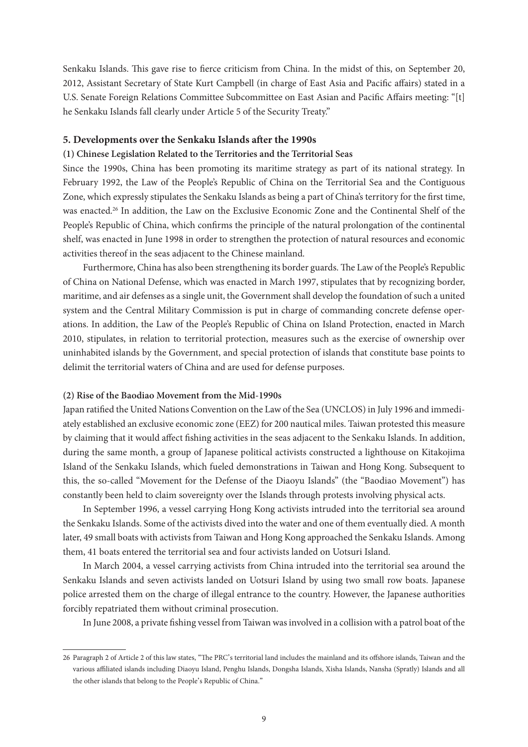Senkaku Islands. This gave rise to fierce criticism from China. In the midst of this, on September 20, 2012, Assistant Secretary of State Kurt Campbell (in charge of East Asia and Pacific affairs) stated in a U.S. Senate Foreign Relations Committee Subcommittee on East Asian and Pacific Affairs meeting: "[t] he Senkaku Islands fall clearly under Article 5 of the Security Treaty."

## 5. Developments over the Senkaku Islands after the 1990s

### (1) Chinese Legislation Related to the Territories and the Territorial Seas

Since the 1990s, China has been promoting its maritime strategy as part of its national strategy. In February 1992, the Law of the People's Republic of China on the Territorial Sea and the Contiguous Zone, which expressly stipulates the Senkaku Islands as being a part of China's territory for the first time, was enacted.[26] In addition, the Law on the Exclusive Economic Zone and the Continental Shelf of the People's Republic of China, which confirms the principle of the natural prolongation of the continental shelf, was enacted in June 1998 in order to strengthen the protection of natural resources and economic activities thereof in the seas adjacent to the Chinese mainland.

Furthermore, China has also been strengthening its border guards. The Law of the People's Republic of China on National Defense, which was enacted in March 1997, stipulates that by recognizing border, maritime, and air defenses as a single unit, the Government shall develop the foundation of such a united system and the Central Military Commission is put in charge of commanding concrete defense operations. In addition, the Law of the People's Republic of China on Island Protection, enacted in March 2010, stipulates, in relation to territorial protection, measures such as the exercise of ownership over uninhabited islands by the Government, and special protection of islands that constitute base points to delimit the territorial waters of China and are used for defense purposes.

### (2) Rise of the Baodiao Movement from the Mid-1990s

Japan ratified the United Nations Convention on the Law of the Sea (UNCLOS) in July 1996 and immediately established an exclusive economic zone (EEZ) for 200 nautical miles. Taiwan protested this measure by claiming that it would affect fishing activities in the seas adjacent to the Senkaku Islands. In addition, during the same month, a group of Japanese political activists constructed a lighthouse on Kitakojima Island of the Senkaku Islands, which fueled demonstrations in Taiwan and Hong Kong. Subsequent to this, the so-called "Movement for the Defense of the Diaoyu Islands" (the "Baodiao Movement") has constantly been held to claim sovereignty over the Islands through protests involving physical acts.

In September 1996, a vessel carrying Hong Kong activists intruded into the territorial sea around the Senkaku Islands. Some of the activists dived into the water and one of them eventually died. A month later, 49 small boats with activists from Taiwan and Hong Kong approached the Senkaku Islands. Among them, 41 boats entered the territorial sea and four activists landed on Uotsuri Island.

In March 2004, a vessel carrying activists from China intruded into the territorial sea around the Senkaku Islands and seven activists landed on Uotsuri Island by using two small row boats. Japanese police arrested them on the charge of illegal entrance to the country. However, the Japanese authorities forcibly repatriated them without criminal prosecution.

In June 2008, a private fishing vessel from Taiwan was involved in a collision with a patrol boat of the

---

26 Paragraph 2 of Article 2 of this law states, "The PRC's territorial land includes the mainland and its offshore islands, Taiwan and the various affiliated islands including Diaoyu Island, Penghu Islands, Dongsha Islands, Xisha Islands, Nansha (Spratly) Islands and all the other islands that belong to the People's Republic of China."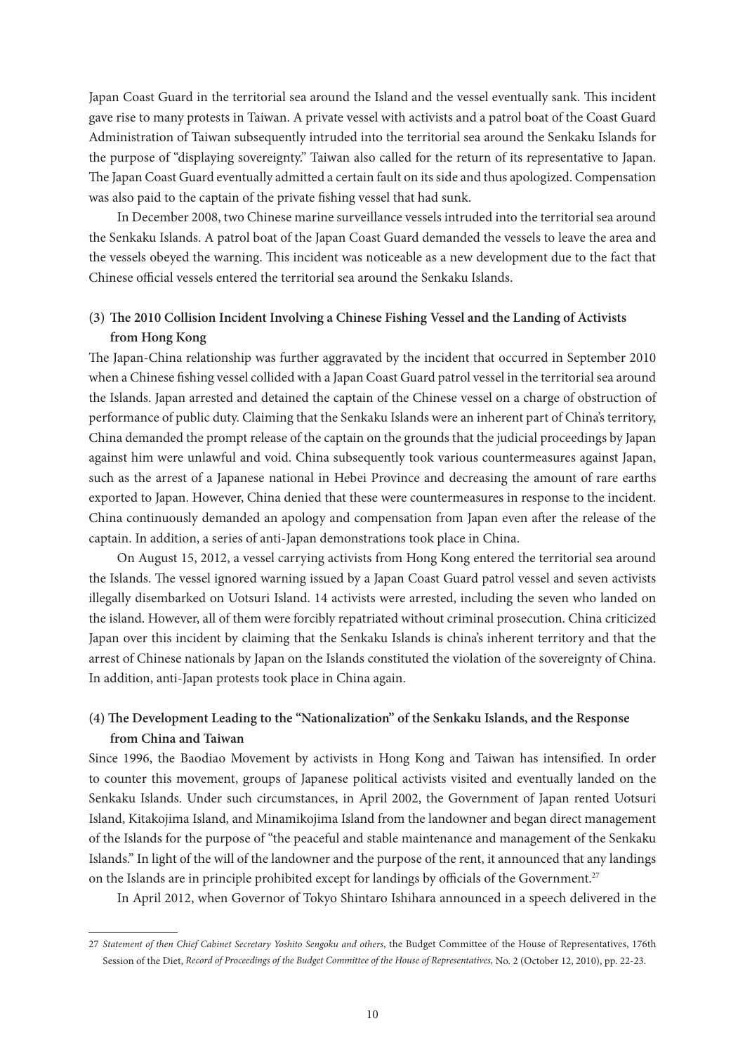Japan Coast Guard in the territorial sea around the Island and the vessel eventually sank. This incident gave rise to many protests in Taiwan. A private vessel with activists and a patrol boat of the Coast Guard Administration of Taiwan subsequently intruded into the territorial sea around the Senkaku Islands for the purpose of "displaying sovereignty." Taiwan also called for the return of its representative to Japan. The Japan Coast Guard eventually admitted a certain fault on its side and thus apologized. Compensation was also paid to the captain of the private fishing vessel that had sunk.

In December 2008, two Chinese marine surveillance vessels intruded into the territorial sea around the Senkaku Islands. A patrol boat of the Japan Coast Guard demanded the vessels to leave the area and the vessels obeyed the warning. This incident was noticeable as a new development due to the fact that Chinese official vessels entered the territorial sea around the Senkaku Islands.

### (3) The 2010 Collision Incident Involving a Chinese Fishing Vessel and the Landing of Activists from Hong Kong

The Japan-China relationship was further aggravated by the incident that occurred in September 2010 when a Chinese fishing vessel collided with a Japan Coast Guard patrol vessel in the territorial sea around the Islands. Japan arrested and detained the captain of the Chinese vessel on a charge of obstruction of performance of public duty. Claiming that the Senkaku Islands were an inherent part of China's territory, China demanded the prompt release of the captain on the grounds that the judicial proceedings by Japan against him were unlawful and void. China subsequently took various countermeasures against Japan, such as the arrest of a Japanese national in Hebei Province and decreasing the amount of rare earths exported to Japan. However, China denied that these were countermeasures in response to the incident. China continuously demanded an apology and compensation from Japan even after the release of the captain. In addition, a series of anti-Japan demonstrations took place in China.

On August 15, 2012, a vessel carrying activists from Hong Kong entered the territorial sea around the Islands. The vessel ignored warning issued by a Japan Coast Guard patrol vessel and seven activists illegally disembarked on Uotsuri Island. 14 activists were arrested, including the seven who landed on the island. However, all of them were forcibly repatriated without criminal prosecution. China criticized Japan over this incident by claiming that the Senkaku Islands is china's inherent territory and that the arrest of Chinese nationals by Japan on the Islands constituted the violation of the sovereignty of China. In addition, anti-Japan protests took place in China again.

### (4) The Development Leading to the "Nationalization" of the Senkaku Islands, and the Response from China and Taiwan

Since 1996, the Baodiao Movement by activists in Hong Kong and Taiwan has intensified. In order to counter this movement, groups of Japanese political activists visited and eventually landed on the Senkaku Islands. Under such circumstances, in April 2002, the Government of Japan rented Uotsuri Island, Kitakojima Island, and Minamikojima Island from the landowner and began direct management of the Islands for the purpose of "the peaceful and stable maintenance and management of the Senkaku Islands." In light of the will of the landowner and the purpose of the rent, it announced that any landings on the Islands are in principle prohibited except for landings by officials of the Government.[27]

In April 2012, when Governor of Tokyo Shintaro Ishihara announced in a speech delivered in the

---

27 *Statement of then Chief Cabinet Secretary Yoshito Sengoku and others*, the Budget Committee of the House of Representatives, 176th Session of the Diet, *Record of Proceedings of the Budget Committee of the House of Representatives,* No. 2 (October 12, 2010), pp. 22-23.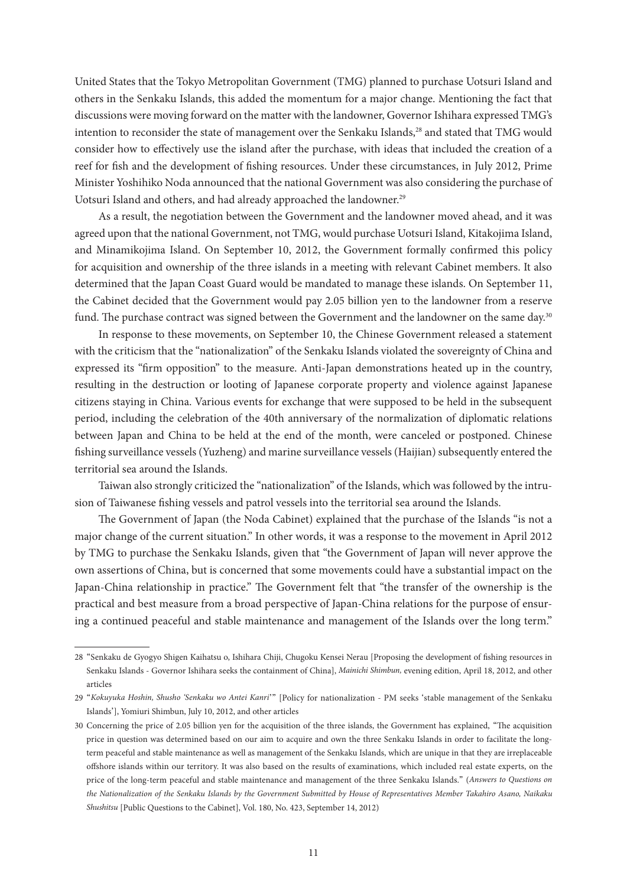United States that the Tokyo Metropolitan Government (TMG) planned to purchase Uotsuri Island and others in the Senkaku Islands, this added the momentum for a major change. Mentioning the fact that discussions were moving forward on the matter with the landowner, Governor Ishihara expressed TMG's intention to reconsider the state of management over the Senkaku Islands,[28] and stated that TMG would consider how to effectively use the island after the purchase, with ideas that included the creation of a reef for fish and the development of fishing resources. Under these circumstances, in July 2012, Prime Minister Yoshihiko Noda announced that the national Government was also considering the purchase of Uotsuri Island and others, and had already approached the landowner.[29]

As a result, the negotiation between the Government and the landowner moved ahead, and it was agreed upon that the national Government, not TMG, would purchase Uotsuri Island, Kitakojima Island, and Minamikojima Island. On September 10, 2012, the Government formally confirmed this policy for acquisition and ownership of the three islands in a meeting with relevant Cabinet members. It also determined that the Japan Coast Guard would be mandated to manage these islands. On September 11, the Cabinet decided that the Government would pay 2.05 billion yen to the landowner from a reserve fund. The purchase contract was signed between the Government and the landowner on the same day.[30]

In response to these movements, on September 10, the Chinese Government released a statement with the criticism that the "nationalization" of the Senkaku Islands violated the sovereignty of China and expressed its "firm opposition" to the measure. Anti-Japan demonstrations heated up in the country, resulting in the destruction or looting of Japanese corporate property and violence against Japanese citizens staying in China. Various events for exchange that were supposed to be held in the subsequent period, including the celebration of the 40th anniversary of the normalization of diplomatic relations between Japan and China to be held at the end of the month, were canceled or postponed. Chinese fishing surveillance vessels (Yuzheng) and marine surveillance vessels (Haijian) subsequently entered the territorial sea around the Islands.

Taiwan also strongly criticized the "nationalization" of the Islands, which was followed by the intrusion of Taiwanese fishing vessels and patrol vessels into the territorial sea around the Islands.

The Government of Japan (the Noda Cabinet) explained that the purchase of the Islands "is not a major change of the current situation." In other words, it was a response to the movement in April 2012 by TMG to purchase the Senkaku Islands, given that "the Government of Japan will never approve the own assertions of China, but is concerned that some movements could have a substantial impact on the Japan-China relationship in practice." The Government felt that "the transfer of the ownership is the practical and best measure from a broad perspective of Japan-China relations for the purpose of ensuring a continued peaceful and stable maintenance and management of the Islands over the long term."

---

28 "Senkaku de Gyogyo Shigen Kaihatsu o, Ishihara Chiji, Chugoku Kensei Nerau [Proposing the development of fishing resources in Senkaku Islands - Governor Ishihara seeks the containment of China], *Mainichi Shimbun,* evening edition, April 18, 2012, and other articles

29 "*Kokuyuka Hoshin, Shusho 'Senkaku wo Antei Kanri'*" [Policy for nationalization - PM seeks 'stable management of the Senkaku Islands'], Yomiuri Shimbun, July 10, 2012, and other articles

30 Concerning the price of 2.05 billion yen for the acquisition of the three islands, the Government has explained, "The acquisition price in question was determined based on our aim to acquire and own the three Senkaku Islands in order to facilitate the long-term peaceful and stable maintenance as well as management of the Senkaku Islands, which are unique in that they are irreplaceable offshore islands within our territory. It was also based on the results of examinations, which included real estate experts, on the price of the long-term peaceful and stable maintenance and management of the three Senkaku Islands." (*Answers to Questions on the Nationalization of the Senkaku Islands by the Government Submitted by House of Representatives Member Takahiro Asano, Naikaku Shushitsu* [Public Questions to the Cabinet], Vol. 180, No. 423, September 14, 2012)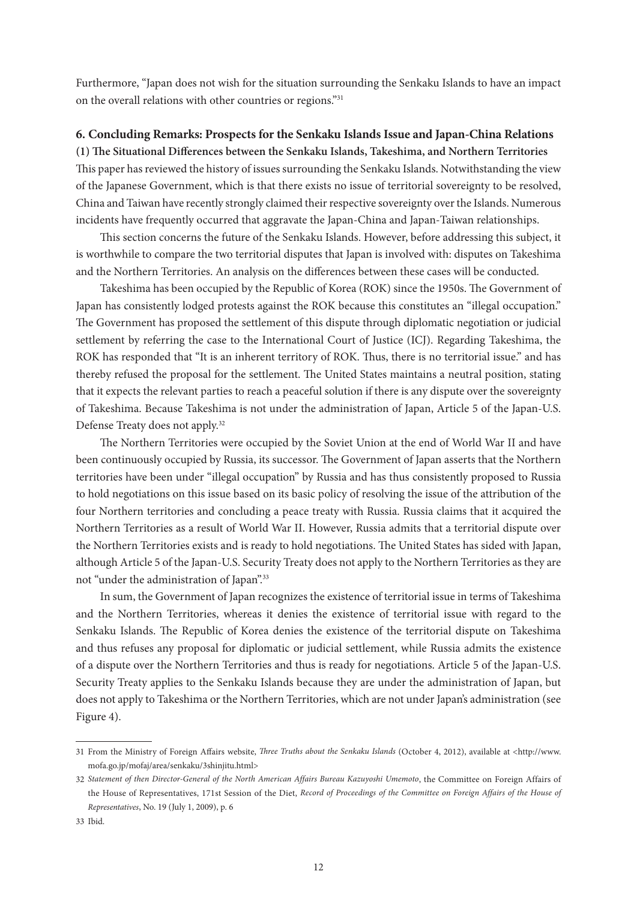Furthermore, "Japan does not wish for the situation surrounding the Senkaku Islands to have an impact on the overall relations with other countries or regions."[31]

## 6. Concluding Remarks: Prospects for the Senkaku Islands Issue and Japan-China Relations

### (1) The Situational Differences between the Senkaku Islands, Takeshima, and Northern Territories

This paper has reviewed the history of issues surrounding the Senkaku Islands. Notwithstanding the view of the Japanese Government, which is that there exists no issue of territorial sovereignty to be resolved, China and Taiwan have recently strongly claimed their respective sovereignty over the Islands. Numerous incidents have frequently occurred that aggravate the Japan-China and Japan-Taiwan relationships.

This section concerns the future of the Senkaku Islands. However, before addressing this subject, it is worthwhile to compare the two territorial disputes that Japan is involved with: disputes on Takeshima and the Northern Territories. An analysis on the differences between these cases will be conducted.

Takeshima has been occupied by the Republic of Korea (ROK) since the 1950s. The Government of Japan has consistently lodged protests against the ROK because this constitutes an "illegal occupation." The Government has proposed the settlement of this dispute through diplomatic negotiation or judicial settlement by referring the case to the International Court of Justice (ICJ). Regarding Takeshima, the ROK has responded that "It is an inherent territory of ROK. Thus, there is no territorial issue." and has thereby refused the proposal for the settlement. The United States maintains a neutral position, stating that it expects the relevant parties to reach a peaceful solution if there is any dispute over the sovereignty of Takeshima. Because Takeshima is not under the administration of Japan, Article 5 of the Japan-U.S. Defense Treaty does not apply.[32]

The Northern Territories were occupied by the Soviet Union at the end of World War II and have been continuously occupied by Russia, its successor. The Government of Japan asserts that the Northern territories have been under "illegal occupation" by Russia and has thus consistently proposed to Russia to hold negotiations on this issue based on its basic policy of resolving the issue of the attribution of the four Northern territories and concluding a peace treaty with Russia. Russia claims that it acquired the Northern Territories as a result of World War II. However, Russia admits that a territorial dispute over the Northern Territories exists and is ready to hold negotiations. The United States has sided with Japan, although Article 5 of the Japan-U.S. Security Treaty does not apply to the Northern Territories as they are not "under the administration of Japan".[33]

In sum, the Government of Japan recognizes the existence of territorial issue in terms of Takeshima and the Northern Territories, whereas it denies the existence of territorial issue with regard to the Senkaku Islands. The Republic of Korea denies the existence of the territorial dispute on Takeshima and thus refuses any proposal for diplomatic or judicial settlement, while Russia admits the existence of a dispute over the Northern Territories and thus is ready for negotiations. Article 5 of the Japan-U.S. Security Treaty applies to the Senkaku Islands because they are under the administration of Japan, but does not apply to Takeshima or the Northern Territories, which are not under Japan's administration (see Figure 4).

---

31 From the Ministry of Foreign Affairs website, *Three Truths about the Senkaku Islands* (October 4, 2012), available at <http://www.mofa.go.jp/mofaj/area/senkaku/3shinjitu.html>

32 *Statement of then Director-General of the North American Affairs Bureau Kazuyoshi Umemoto*, the Committee on Foreign Affairs of the House of Representatives, 171st Session of the Diet, *Record of Proceedings of the Committee on Foreign Affairs of the House of Representatives*, No. 19 (July 1, 2009), p. 6

33 Ibid.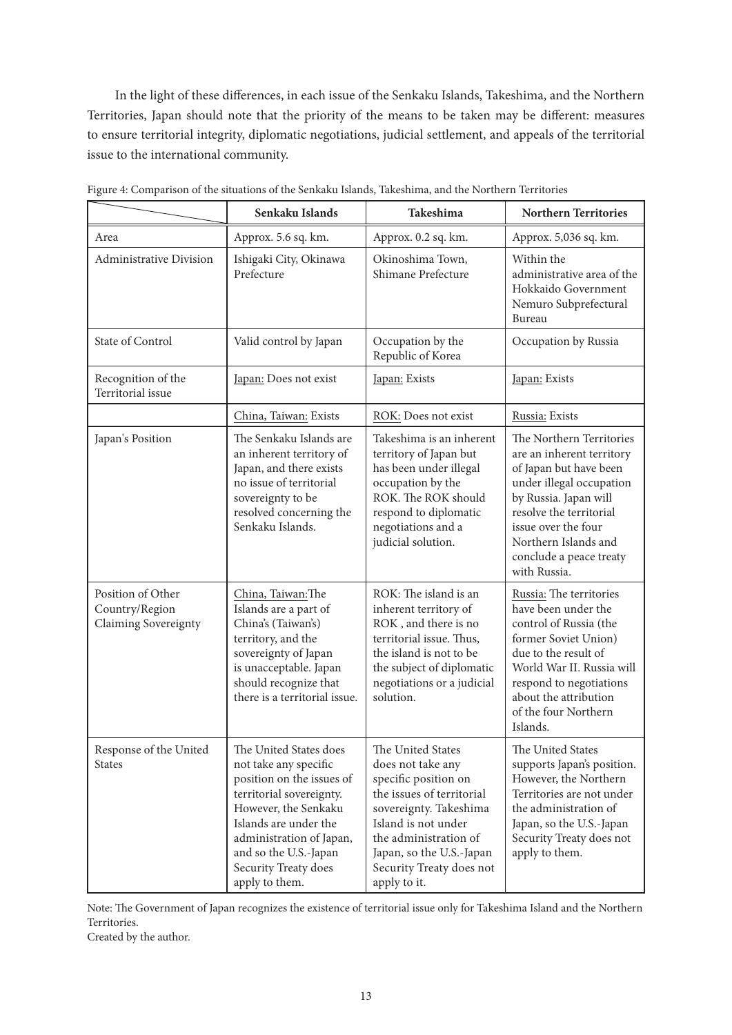In the light of these differences, in each issue of the Senkaku Islands, Takeshima, and the Northern Territories, Japan should note that the priority of the means to be taken may be different: measures to ensure territorial integrity, diplomatic negotiations, judicial settlement, and appeals of the territorial issue to the international community.

Figure 4: Comparison of the situations of the Senkaku Islands, Takeshima, and the Northern Territories

| | Senkaku Islands | Takeshima | Northern Territories |
|---|---|---|---|
| Area | Approx. 5.6 sq. km. | Approx. 0.2 sq. km. | Approx. 5,036 sq. km. |
| Administrative Division | Ishigaki City, Okinawa Prefecture | Okinoshima Town, Shimane Prefecture | Within the administrative area of the Hokkaido Government Nemuro Subprefectural Bureau |
| State of Control | Valid control by Japan | Occupation by the Republic of Korea | Occupation by Russia |
| Recognition of the Territorial issue | Japan: Does not exist | Japan: Exists | Japan: Exists |
| | China, Taiwan: Exists | ROK: Does not exist | Russia: Exists |
| Japan's Position | The Senkaku Islands are an inherent territory of Japan, and there exists no issue of territorial sovereignty to be resolved concerning the Senkaku Islands. | Takeshima is an inherent territory of Japan but has been under illegal occupation by the ROK. The ROK should respond to diplomatic negotiations and a judicial solution. | The Northern Territories are an inherent territory of Japan but have been under illegal occupation by Russia. Japan will resolve the territorial issue over the four Northern Islands and conclude a peace treaty with Russia. |
| Position of Other Country/Region Claiming Sovereignty | China, Taiwan:The Islands are a part of China's (Taiwan's) territory, and the sovereignty of Japan is unacceptable. Japan should recognize that there is a territorial issue. | ROK: The island is an inherent territory of ROK , and there is no territorial issue. Thus, the island is not to be the subject of diplomatic negotiations or a judicial solution. | Russia: The territories have been under the control of Russia (the former Soviet Union) due to the result of World War II. Russia will respond to negotiations about the attribution of the four Northern Islands. |
| Response of the United States | The United States does not take any specific position on the issues of territorial sovereignty. However, the Senkaku Islands are under the administration of Japan, and so the U.S.-Japan Security Treaty does apply to them. | The United States does not take any specific position on the issues of territorial sovereignty. Takeshima Island is not under the administration of Japan, so the U.S.-Japan Security Treaty does not apply to it. | The United States supports Japan's position. However, the Northern Territories are not under the administration of Japan, so the U.S.-Japan Security Treaty does not apply to them. |

Note: The Government of Japan recognizes the existence of territorial issue only for Takeshima Island and the Northern Territories.
Created by the author.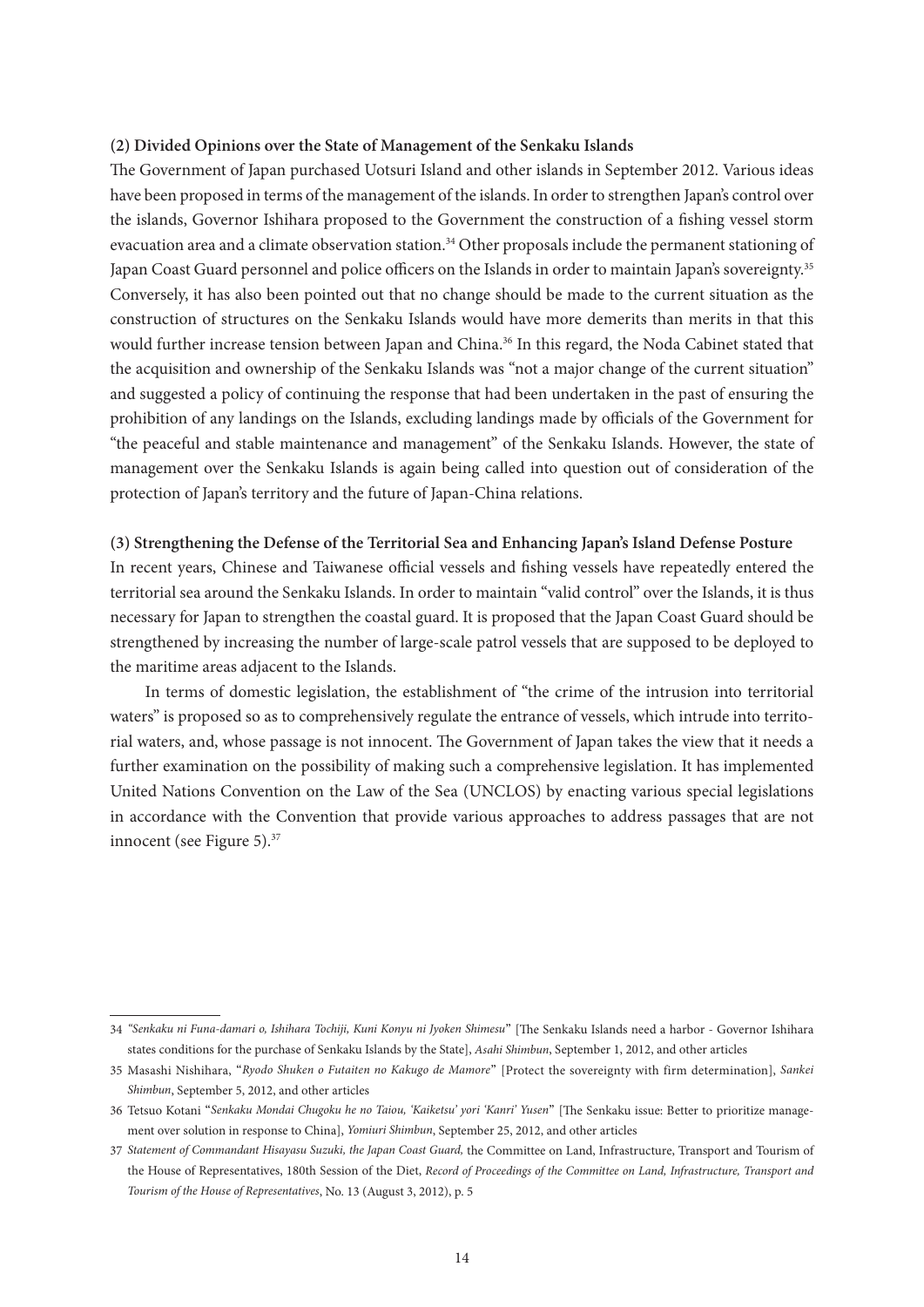### (2) Divided Opinions over the State of Management of the Senkaku Islands

The Government of Japan purchased Uotsuri Island and other islands in September 2012. Various ideas have been proposed in terms of the management of the islands. In order to strengthen Japan's control over the islands, Governor Ishihara proposed to the Government the construction of a fishing vessel storm evacuation area and a climate observation station.[34] Other proposals include the permanent stationing of Japan Coast Guard personnel and police officers on the Islands in order to maintain Japan's sovereignty.[35] Conversely, it has also been pointed out that no change should be made to the current situation as the construction of structures on the Senkaku Islands would have more demerits than merits in that this would further increase tension between Japan and China.[36] In this regard, the Noda Cabinet stated that the acquisition and ownership of the Senkaku Islands was "not a major change of the current situation" and suggested a policy of continuing the response that had been undertaken in the past of ensuring the prohibition of any landings on the Islands, excluding landings made by officials of the Government for "the peaceful and stable maintenance and management" of the Senkaku Islands. However, the state of management over the Senkaku Islands is again being called into question out of consideration of the protection of Japan's territory and the future of Japan-China relations.

### (3) Strengthening the Defense of the Territorial Sea and Enhancing Japan's Island Defense Posture

In recent years, Chinese and Taiwanese official vessels and fishing vessels have repeatedly entered the territorial sea around the Senkaku Islands. In order to maintain "valid control" over the Islands, it is thus necessary for Japan to strengthen the coastal guard. It is proposed that the Japan Coast Guard should be strengthened by increasing the number of large-scale patrol vessels that are supposed to be deployed to the maritime areas adjacent to the Islands.

In terms of domestic legislation, the establishment of "the crime of the intrusion into territorial waters" is proposed so as to comprehensively regulate the entrance of vessels, which intrude into territorial waters, and, whose passage is not innocent. The Government of Japan takes the view that it needs a further examination on the possibility of making such a comprehensive legislation. It has implemented United Nations Convention on the Law of the Sea (UNCLOS) by enacting various special legislations in accordance with the Convention that provide various approaches to address passages that are not innocent (see Figure 5).[37]

---

34 *"Senkaku ni Funa-damari o, Ishihara Tochiji, Kuni Konyu ni Jyoken Shimesu"* [The Senkaku Islands need a harbor - Governor Ishihara states conditions for the purchase of Senkaku Islands by the State], *Asahi Shimbun*, September 1, 2012, and other articles

35 Masashi Nishihara, "*Ryodo Shuken o Futaiten no Kakugo de Mamore*" [Protect the sovereignty with firm determination], *Sankei Shimbun*, September 5, 2012, and other articles

36 Tetsuo Kotani "*Senkaku Mondai Chugoku he no Taiou, 'Kaiketsu' yori 'Kanri' Yusen*" [The Senkaku issue: Better to prioritize management over solution in response to China], *Yomiuri Shimbun*, September 25, 2012, and other articles

37 *Statement of Commandant Hisayasu Suzuki, the Japan Coast Guard,* the Committee on Land, Infrastructure, Transport and Tourism of the House of Representatives, 180th Session of the Diet, *Record of Proceedings of the Committee on Land, Infrastructure, Transport and Tourism of the House of Representatives*, No. 13 (August 3, 2012), p. 5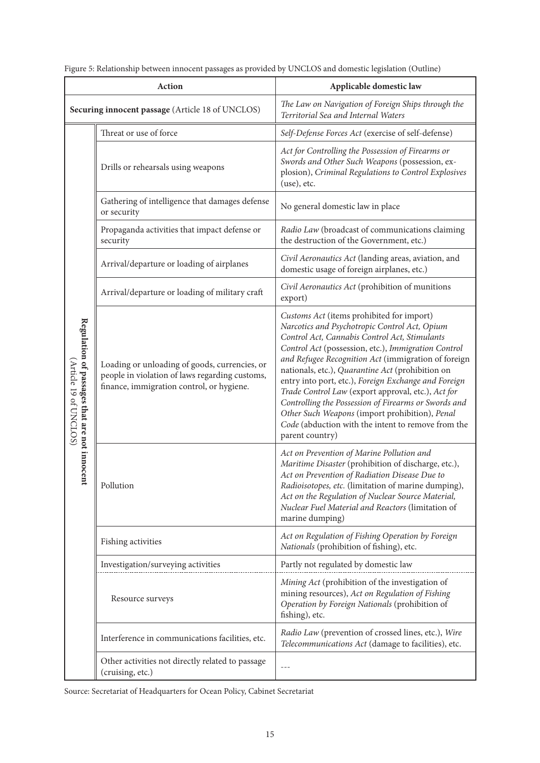Figure 5: Relationship between innocent passages as provided by UNCLOS and domestic legislation (Outline)

| Action | | Applicable domestic law |
| --- | --- | --- |
| **Securing innocent passage** (Article 18 of UNCLOS) | | *The Law on Navigation of Foreign Ships through the Territorial Sea and Internal Waters* |
| **Regulation of passages that are not innocent** (Article 19 of UNCLOS) | Threat or use of force | *Self-Defense Forces Act* (exercise of self-defense) |
| | Drills or rehearsals using weapons | *Act for Controlling the Possession of Firearms or Swords and Other Such Weapons* (possession, explosion), *Criminal Regulations to Control Explosives* (use), etc. |
| | Gathering of intelligence that damages defense or security | No general domestic law in place |
| | Propaganda activities that impact defense or security | *Radio Law* (broadcast of communications claiming the destruction of the Government, etc.) |
| | Arrival/departure or loading of airplanes | *Civil Aeronautics Act* (landing areas, aviation, and domestic usage of foreign airplanes, etc.) |
| | Arrival/departure or loading of military craft | *Civil Aeronautics Act* (prohibition of munitions export) |
| | Loading or unloading of goods, currencies, or people in violation of laws regarding customs, finance, immigration control, or hygiene. | *Customs Act* (items prohibited for import) *Narcotics and Psychotropic Control Act, Opium Control Act, Cannabis Control Act, Stimulants Control Act* (possession, etc.), *Immigration Control and Refugee Recognition Act* (immigration of foreign nationals, etc.), *Quarantine Act* (prohibition on entry into port, etc.), *Foreign Exchange and Foreign Trade Control Law* (export approval, etc.), *Act for Controlling the Possession of Firearms or Swords and Other Such Weapons* (import prohibition), *Penal Code* (abduction with the intent to remove from the parent country) |
| | Pollution | *Act on Prevention of Marine Pollution and Maritime Disaster* (prohibition of discharge, etc.), *Act on Prevention of Radiation Disease Due to Radioisotopes, etc.* (limitation of marine dumping), *Act on the Regulation of Nuclear Source Material, Nuclear Fuel Material and Reactors* (limitation of marine dumping) |
| | Fishing activities | *Act on Regulation of Fishing Operation by Foreign Nationals* (prohibition of fishing), etc. |
| | Investigation/surveying activities | Partly not regulated by domestic law |
| | Resource surveys | *Mining Act* (prohibition of the investigation of mining resources), *Act on Regulation of Fishing Operation by Foreign Nationals* (prohibition of fishing), etc. |
| | Interference in communications facilities, etc. | *Radio Law* (prevention of crossed lines, etc.), *Wire Telecommunications Act* (damage to facilities), etc. |
| | Other activities not directly related to passage (cruising, etc.) | --- |

Source: Secretariat of Headquarters for Ocean Policy, Cabinet Secretariat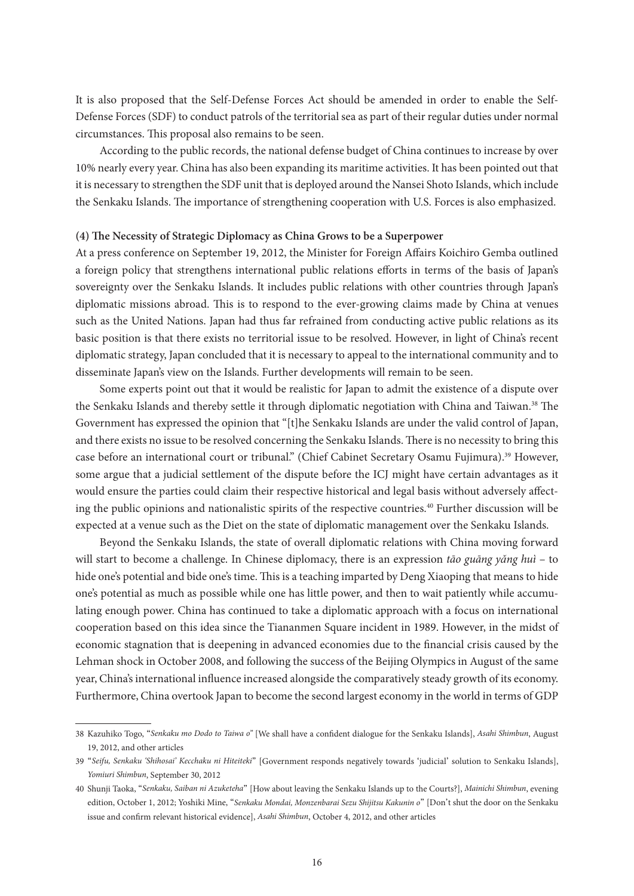It is also proposed that the Self-Defense Forces Act should be amended in order to enable the Self-Defense Forces (SDF) to conduct patrols of the territorial sea as part of their regular duties under normal circumstances. This proposal also remains to be seen.

According to the public records, the national defense budget of China continues to increase by over 10% nearly every year. China has also been expanding its maritime activities. It has been pointed out that it is necessary to strengthen the SDF unit that is deployed around the Nansei Shoto Islands, which include the Senkaku Islands. The importance of strengthening cooperation with U.S. Forces is also emphasized.

**(4) The Necessity of Strategic Diplomacy as China Grows to be a Superpower**

At a press conference on September 19, 2012, the Minister for Foreign Affairs Koichiro Gemba outlined a foreign policy that strengthens international public relations efforts in terms of the basis of Japan's sovereignty over the Senkaku Islands. It includes public relations with other countries through Japan's diplomatic missions abroad. This is to respond to the ever-growing claims made by China at venues such as the United Nations. Japan had thus far refrained from conducting active public relations as its basic position is that there exists no territorial issue to be resolved. However, in light of China's recent diplomatic strategy, Japan concluded that it is necessary to appeal to the international community and to disseminate Japan's view on the Islands. Further developments will remain to be seen.

Some experts point out that it would be realistic for Japan to admit the existence of a dispute over the Senkaku Islands and thereby settle it through diplomatic negotiation with China and Taiwan.[38] The Government has expressed the opinion that "[t]he Senkaku Islands are under the valid control of Japan, and there exists no issue to be resolved concerning the Senkaku Islands. There is no necessity to bring this case before an international court or tribunal." (Chief Cabinet Secretary Osamu Fujimura).[39] However, some argue that a judicial settlement of the dispute before the ICJ might have certain advantages as it would ensure the parties could claim their respective historical and legal basis without adversely affecting the public opinions and nationalistic spirits of the respective countries.[40] Further discussion will be expected at a venue such as the Diet on the state of diplomatic management over the Senkaku Islands.

Beyond the Senkaku Islands, the state of overall diplomatic relations with China moving forward will start to become a challenge. In Chinese diplomacy, there is an expression *tāo guāng yǎng huì* – to hide one's potential and bide one's time. This is a teaching imparted by Deng Xiaoping that means to hide one's potential as much as possible while one has little power, and then to wait patiently while accumulating enough power. China has continued to take a diplomatic approach with a focus on international cooperation based on this idea since the Tiananmen Square incident in 1989. However, in the midst of economic stagnation that is deepening in advanced economies due to the financial crisis caused by the Lehman shock in October 2008, and following the success of the Beijing Olympics in August of the same year, China's international influence increased alongside the comparatively steady growth of its economy. Furthermore, China overtook Japan to become the second largest economy in the world in terms of GDP

---

38 Kazuhiko Togo, "*Senkaku mo Dodo to Taiwa o*" [We shall have a confident dialogue for the Senkaku Islands], *Asahi Shimbun*, August 19, 2012, and other articles

39 "*Seifu, Senkaku 'Shihosai' Kecchaku ni Hiteiteki*" [Government responds negatively towards 'judicial' solution to Senkaku Islands], *Yomiuri Shimbun*, September 30, 2012

40 Shunji Taoka, "*Senkaku, Saiban ni Azuketeha*" [How about leaving the Senkaku Islands up to the Courts?], *Mainichi Shimbun*, evening edition, October 1, 2012; Yoshiki Mine, "*Senkaku Mondai, Monzenbarai Sezu Shijitsu Kakunin o*" [Don't shut the door on the Senkaku issue and confirm relevant historical evidence], *Asahi Shimbun*, October 4, 2012, and other articles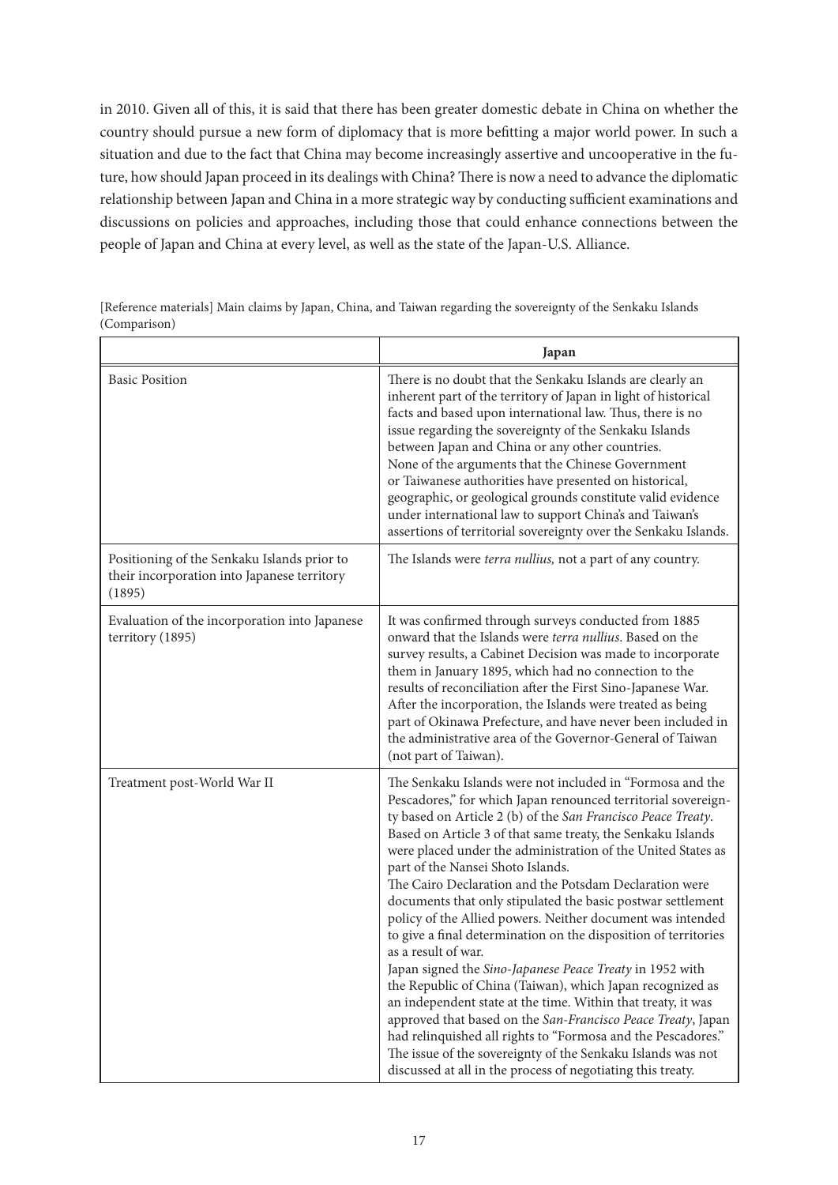in 2010. Given all of this, it is said that there has been greater domestic debate in China on whether the country should pursue a new form of diplomacy that is more befitting a major world power. In such a situation and due to the fact that China may become increasingly assertive and uncooperative in the future, how should Japan proceed in its dealings with China? There is now a need to advance the diplomatic relationship between Japan and China in a more strategic way by conducting sufficient examinations and discussions on policies and approaches, including those that could enhance connections between the people of Japan and China at every level, as well as the state of the Japan-U.S. Alliance.

[Reference materials] Main claims by Japan, China, and Taiwan regarding the sovereignty of the Senkaku Islands (Comparison)

| | **Japan** |
|---|---|
| Basic Position | There is no doubt that the Senkaku Islands are clearly an inherent part of the territory of Japan in light of historical facts and based upon international law. Thus, there is no issue regarding the sovereignty of the Senkaku Islands between Japan and China or any other countries.<br>None of the arguments that the Chinese Government or Taiwanese authorities have presented on historical, geographic, or geological grounds constitute valid evidence under international law to support China's and Taiwan's assertions of territorial sovereignty over the Senkaku Islands. |
| Positioning of the Senkaku Islands prior to their incorporation into Japanese territory (1895) | The Islands were *terra nullius,* not a part of any country. |
| Evaluation of the incorporation into Japanese territory (1895) | It was confirmed through surveys conducted from 1885 onward that the Islands were *terra nullius*. Based on the survey results, a Cabinet Decision was made to incorporate them in January 1895, which had no connection to the results of reconciliation after the First Sino-Japanese War. After the incorporation, the Islands were treated as being part of Okinawa Prefecture, and have never been included in the administrative area of the Governor-General of Taiwan (not part of Taiwan). |
| Treatment post-World War II | The Senkaku Islands were not included in "Formosa and the Pescadores," for which Japan renounced territorial sovereignty based on Article 2 (b) of the *San Francisco Peace Treaty*. Based on Article 3 of that same treaty, the Senkaku Islands were placed under the administration of the United States as part of the Nansei Shoto Islands.<br>The Cairo Declaration and the Potsdam Declaration were documents that only stipulated the basic postwar settlement policy of the Allied powers. Neither document was intended to give a final determination on the disposition of territories as a result of war.<br>Japan signed the *Sino-Japanese Peace Treaty* in 1952 with the Republic of China (Taiwan), which Japan recognized as an independent state at the time. Within that treaty, it was approved that based on the *San-Francisco Peace Treaty*, Japan had relinquished all rights to "Formosa and the Pescadores." The issue of the sovereignty of the Senkaku Islands was not discussed at all in the process of negotiating this treaty. |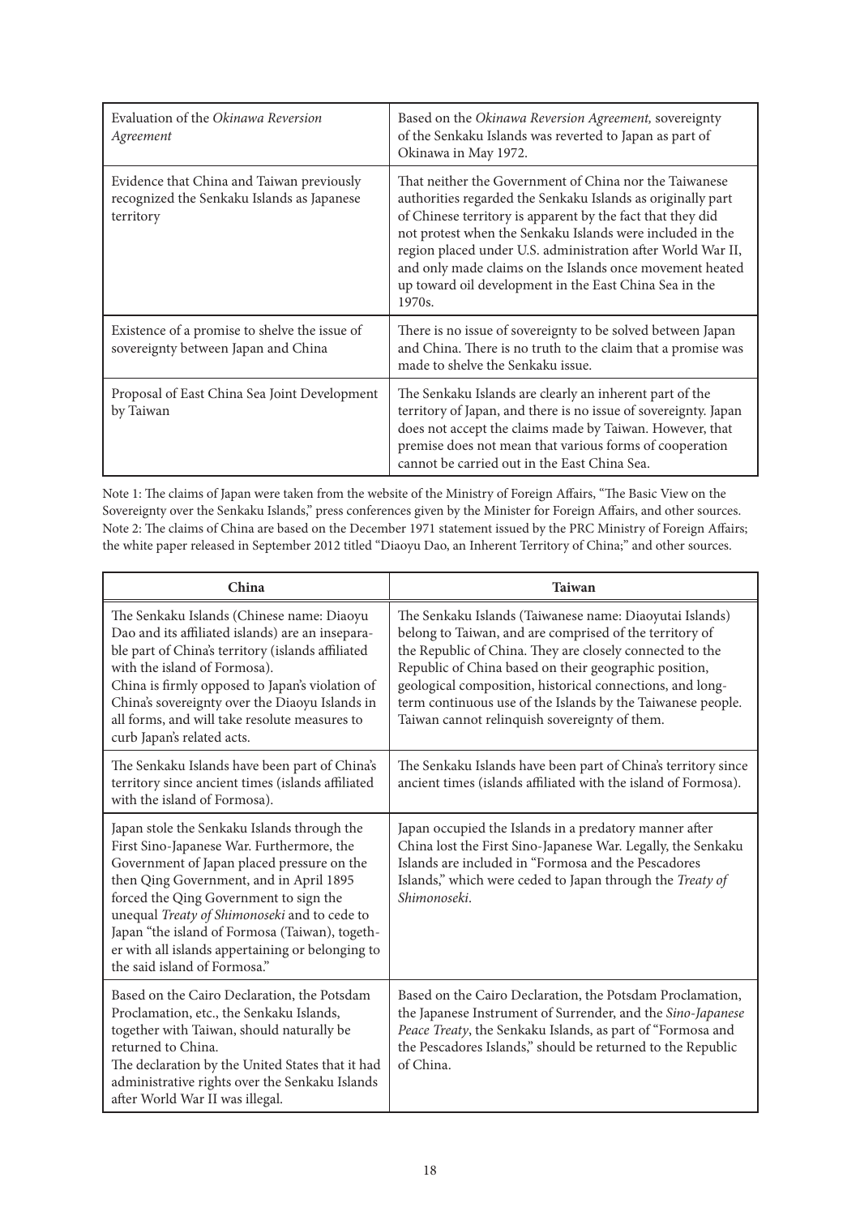| | |
|---|---|
| Evaluation of the *Okinawa Reversion Agreement* | Based on the *Okinawa Reversion Agreement,* sovereignty of the Senkaku Islands was reverted to Japan as part of Okinawa in May 1972. |
| Evidence that China and Taiwan previously recognized the Senkaku Islands as Japanese territory | That neither the Government of China nor the Taiwanese authorities regarded the Senkaku Islands as originally part of Chinese territory is apparent by the fact that they did not protest when the Senkaku Islands were included in the region placed under U.S. administration after World War II, and only made claims on the Islands once movement heated up toward oil development in the East China Sea in the 1970s. |
| Existence of a promise to shelve the issue of sovereignty between Japan and China | There is no issue of sovereignty to be solved between Japan and China. There is no truth to the claim that a promise was made to shelve the Senkaku issue. |
| Proposal of East China Sea Joint Development by Taiwan | The Senkaku Islands are clearly an inherent part of the territory of Japan, and there is no issue of sovereignty. Japan does not accept the claims made by Taiwan. However, that premise does not mean that various forms of cooperation cannot be carried out in the East China Sea. |

Note 1: The claims of Japan were taken from the website of the Ministry of Foreign Affairs, "The Basic View on the Sovereignty over the Senkaku Islands," press conferences given by the Minister for Foreign Affairs, and other sources.
Note 2: The claims of China are based on the December 1971 statement issued by the PRC Ministry of Foreign Affairs; the white paper released in September 2012 titled "Diaoyu Dao, an Inherent Territory of China;" and other sources.

| China | Taiwan |
|---|---|
| The Senkaku Islands (Chinese name: Diaoyu Dao and its affiliated islands) are an inseparable part of China's territory (islands affiliated with the island of Formosa).<br>China is firmly opposed to Japan's violation of China's sovereignty over the Diaoyu Islands in all forms, and will take resolute measures to curb Japan's related acts. | The Senkaku Islands (Taiwanese name: Diaoyutai Islands) belong to Taiwan, and are comprised of the territory of the Republic of China. They are closely connected to the Republic of China based on their geographic position, geological composition, historical connections, and long-term continuous use of the Islands by the Taiwanese people. Taiwan cannot relinquish sovereignty of them. |
| The Senkaku Islands have been part of China's territory since ancient times (islands affiliated with the island of Formosa). | The Senkaku Islands have been part of China's territory since ancient times (islands affiliated with the island of Formosa). |
| Japan stole the Senkaku Islands through the First Sino-Japanese War. Furthermore, the Government of Japan placed pressure on the then Qing Government, and in April 1895 forced the Qing Government to sign the unequal *Treaty of Shimonoseki* and to cede to Japan "the island of Formosa (Taiwan), together with all islands appertaining or belonging to the said island of Formosa." | Japan occupied the Islands in a predatory manner after China lost the First Sino-Japanese War. Legally, the Senkaku Islands are included in "Formosa and the Pescadores Islands," which were ceded to Japan through the *Treaty of Shimonoseki*. |
| Based on the Cairo Declaration, the Potsdam Proclamation, etc., the Senkaku Islands, together with Taiwan, should naturally be returned to China.<br>The declaration by the United States that it had administrative rights over the Senkaku Islands after World War II was illegal. | Based on the Cairo Declaration, the Potsdam Proclamation, the Japanese Instrument of Surrender, and the *Sino-Japanese Peace Treaty*, the Senkaku Islands, as part of "Formosa and the Pescadores Islands," should be returned to the Republic of China. |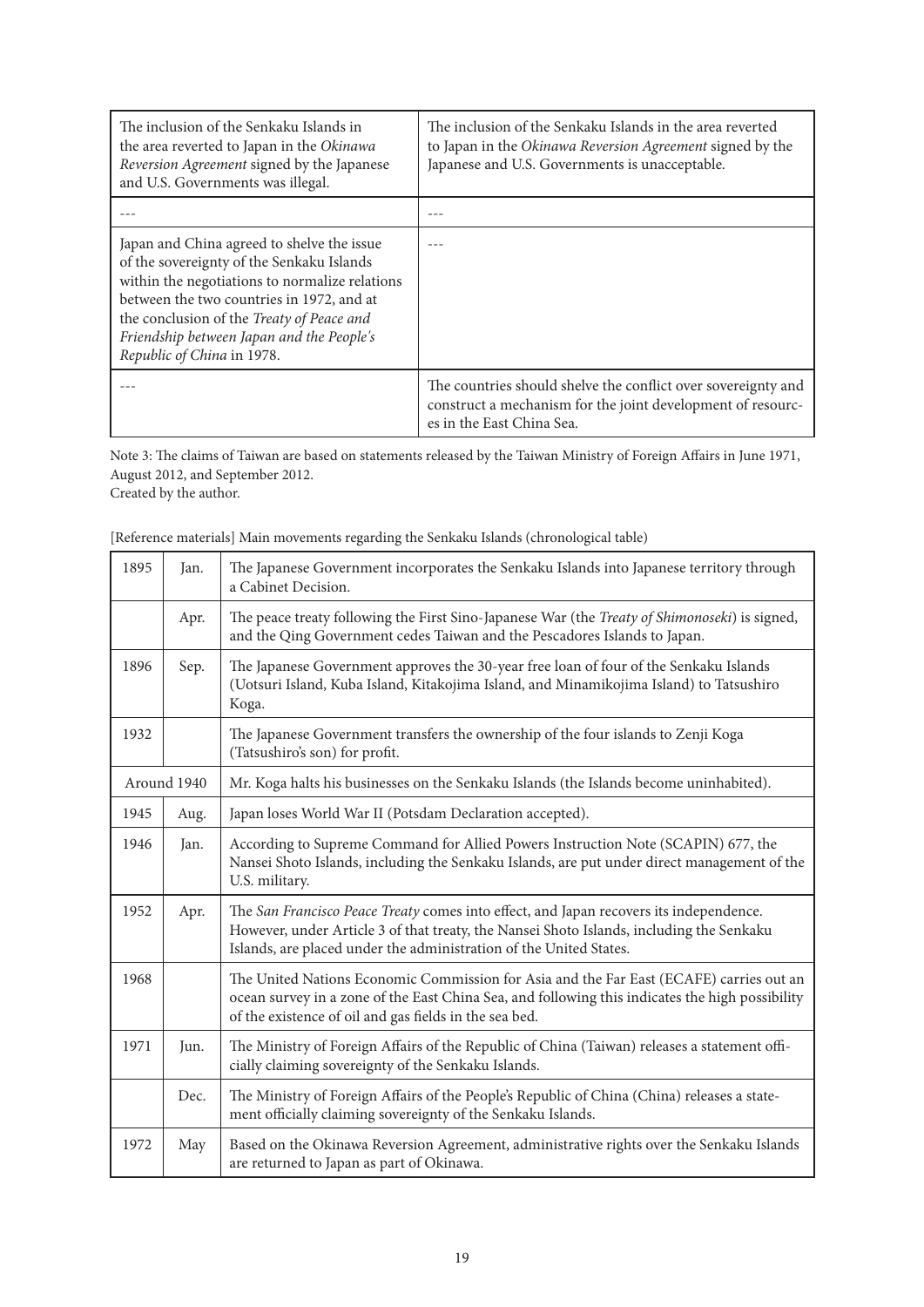| | |
|---|---|
| The inclusion of the Senkaku Islands in the area reverted to Japan in the *Okinawa Reversion Agreement* signed by the Japanese and U.S. Governments was illegal. | The inclusion of the Senkaku Islands in the area reverted to Japan in the *Okinawa Reversion Agreement* signed by the Japanese and U.S. Governments is unacceptable. |
| --- | --- |
| Japan and China agreed to shelve the issue of the sovereignty of the Senkaku Islands within the negotiations to normalize relations between the two countries in 1972, and at the conclusion of the *Treaty of Peace and Friendship between Japan and the People's Republic of China* in 1978. | --- |
| --- | The countries should shelve the conflict over sovereignty and construct a mechanism for the joint development of resources in the East China Sea. |

Note 3: The claims of Taiwan are based on statements released by the Taiwan Ministry of Foreign Affairs in June 1971, August 2012, and September 2012.
Created by the author.

[Reference materials] Main movements regarding the Senkaku Islands (chronological table)

| | | |
|---|---|---|
| 1895 | Jan. | The Japanese Government incorporates the Senkaku Islands into Japanese territory through a Cabinet Decision. |
| | Apr. | The peace treaty following the First Sino-Japanese War (the *Treaty of Shimonoseki*) is signed, and the Qing Government cedes Taiwan and the Pescadores Islands to Japan. |
| 1896 | Sep. | The Japanese Government approves the 30-year free loan of four of the Senkaku Islands (Uotsuri Island, Kuba Island, Kitakojima Island, and Minamikojima Island) to Tatsushiro Koga. |
| 1932 | | The Japanese Government transfers the ownership of the four islands to Zenji Koga (Tatsushiro's son) for profit. |
| Around 1940 | | Mr. Koga halts his businesses on the Senkaku Islands (the Islands become uninhabited). |
| 1945 | Aug. | Japan loses World War II (Potsdam Declaration accepted). |
| 1946 | Jan. | According to Supreme Command for Allied Powers Instruction Note (SCAPIN) 677, the Nansei Shoto Islands, including the Senkaku Islands, are put under direct management of the U.S. military. |
| 1952 | Apr. | The *San Francisco Peace Treaty* comes into effect, and Japan recovers its independence. However, under Article 3 of that treaty, the Nansei Shoto Islands, including the Senkaku Islands, are placed under the administration of the United States. |
| 1968 | | The United Nations Economic Commission for Asia and the Far East (ECAFE) carries out an ocean survey in a zone of the East China Sea, and following this indicates the high possibility of the existence of oil and gas fields in the sea bed. |
| 1971 | Jun. | The Ministry of Foreign Affairs of the Republic of China (Taiwan) releases a statement officially claiming sovereignty of the Senkaku Islands. |
| | Dec. | The Ministry of Foreign Affairs of the People's Republic of China (China) releases a statement officially claiming sovereignty of the Senkaku Islands. |
| 1972 | May | Based on the Okinawa Reversion Agreement, administrative rights over the Senkaku Islands are returned to Japan as part of Okinawa. |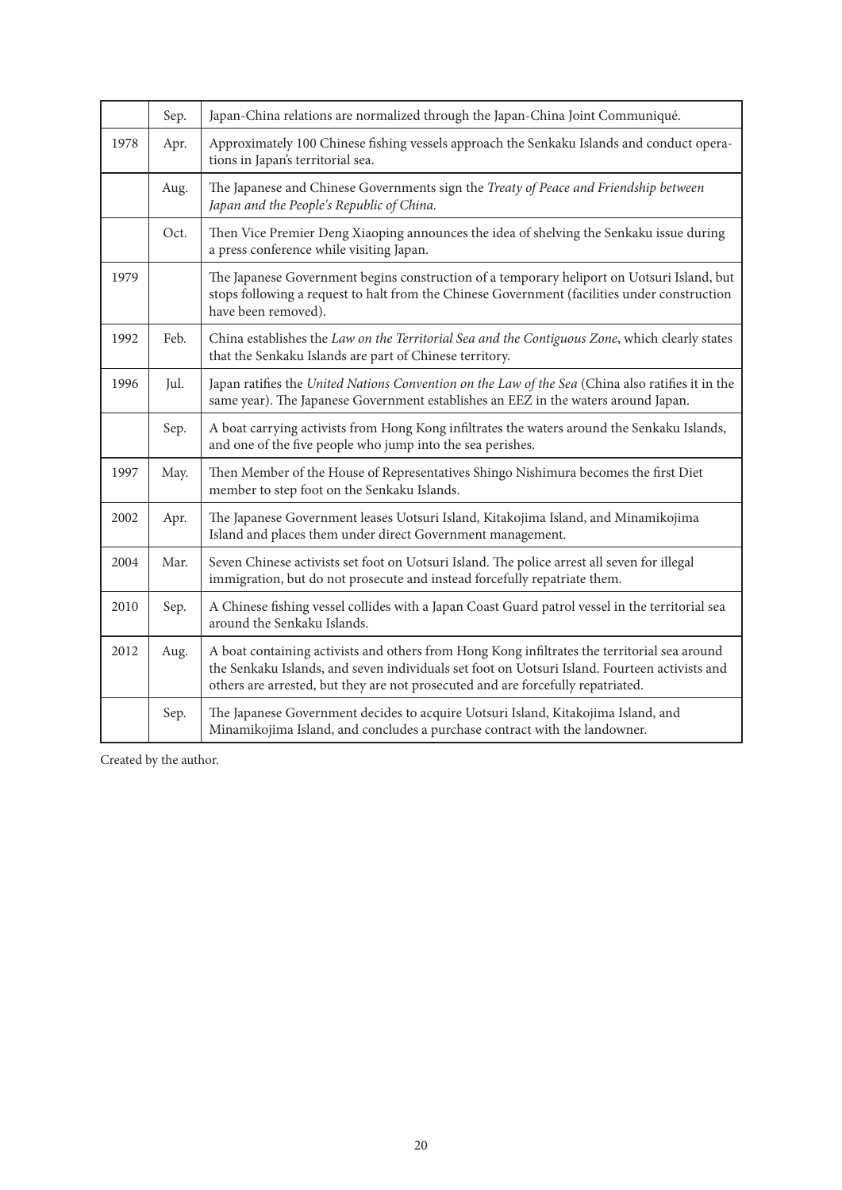| | | |
|---|---|---|
| | Sep. | Japan-China relations are normalized through the Japan-China Joint Communiqué. |
| 1978 | Apr. | Approximately 100 Chinese fishing vessels approach the Senkaku Islands and conduct operations in Japan's territorial sea. |
| | Aug. | The Japanese and Chinese Governments sign the *Treaty of Peace and Friendship between Japan and the People's Republic of China.* |
| | Oct. | Then Vice Premier Deng Xiaoping announces the idea of shelving the Senkaku issue during a press conference while visiting Japan. |
| 1979 | | The Japanese Government begins construction of a temporary heliport on Uotsuri Island, but stops following a request to halt from the Chinese Government (facilities under construction have been removed). |
| 1992 | Feb. | China establishes the *Law on the Territorial Sea and the Contiguous Zone*, which clearly states that the Senkaku Islands are part of Chinese territory. |
| 1996 | Jul. | Japan ratifies the *United Nations Convention on the Law of the Sea* (China also ratifies it in the same year). The Japanese Government establishes an EEZ in the waters around Japan. |
| | Sep. | A boat carrying activists from Hong Kong infiltrates the waters around the Senkaku Islands, and one of the five people who jump into the sea perishes. |
| 1997 | May. | Then Member of the House of Representatives Shingo Nishimura becomes the first Diet member to step foot on the Senkaku Islands. |
| 2002 | Apr. | The Japanese Government leases Uotsuri Island, Kitakojima Island, and Minamikojima Island and places them under direct Government management. |
| 2004 | Mar. | Seven Chinese activists set foot on Uotsuri Island. The police arrest all seven for illegal immigration, but do not prosecute and instead forcefully repatriate them. |
| 2010 | Sep. | A Chinese fishing vessel collides with a Japan Coast Guard patrol vessel in the territorial sea around the Senkaku Islands. |
| 2012 | Aug. | A boat containing activists and others from Hong Kong infiltrates the territorial sea around the Senkaku Islands, and seven individuals set foot on Uotsuri Island. Fourteen activists and others are arrested, but they are not prosecuted and are forcefully repatriated. |
| | Sep. | The Japanese Government decides to acquire Uotsuri Island, Kitakojima Island, and Minamikojima Island, and concludes a purchase contract with the landowner. |

Created by the author.